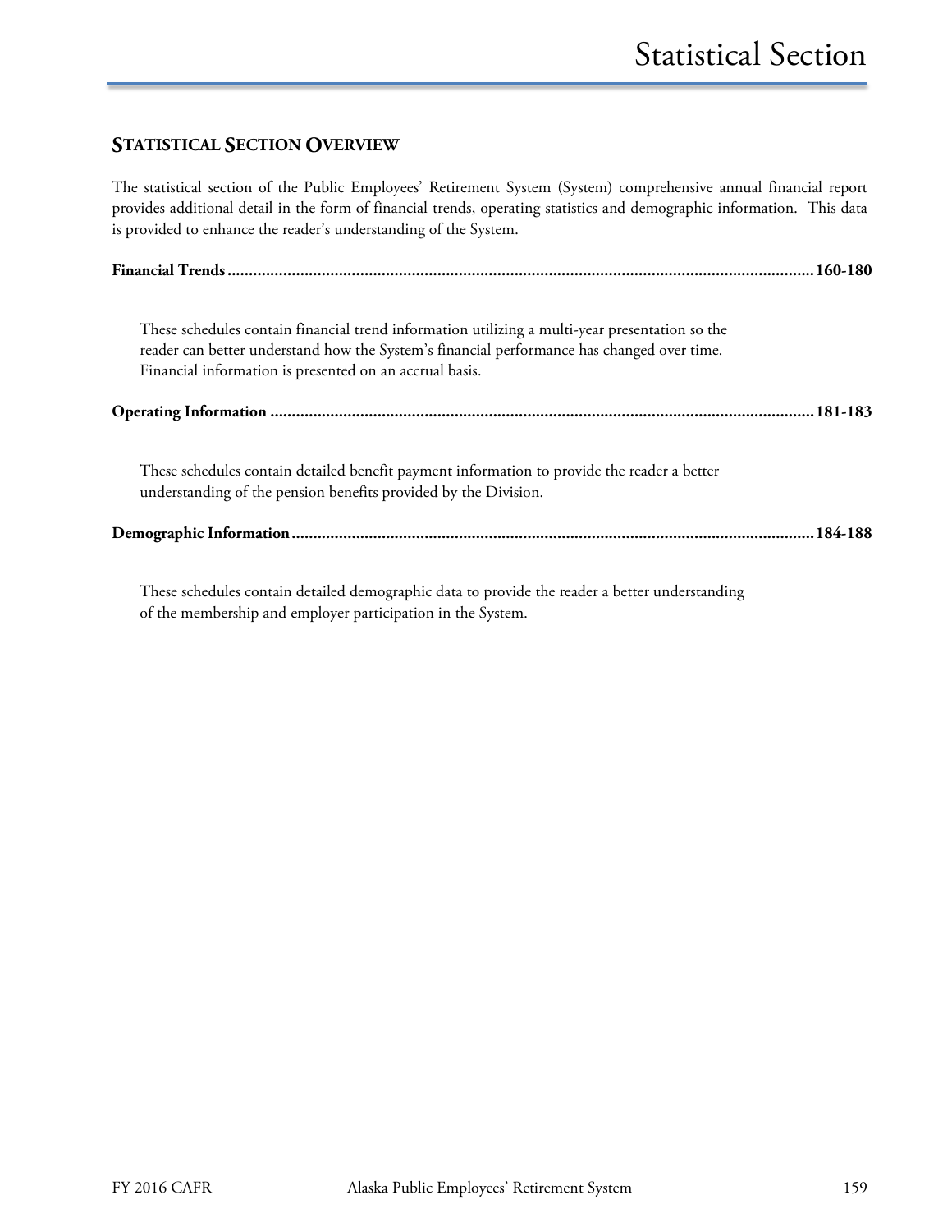# Statistical Section

## STATISTICAL SECTION OVERVIEW

The statistical section of the Public Employees' Retirement System (System) comprehensive annual financial report provides additional detail in the form of financial trends, operating statistics and demographic information. This data is provided to enhance the reader's understanding of the System.

**Financial Trends ........................................................................................................................................160-180**

These schedules contain financial trend information utilizing a multi-year presentation so the reader can better understand how the System's financial performance has changed over time. Financial information is presented on an accrual basis.

**Operating Information ...............................................................................................................................181-183**

These schedules contain detailed benefit payment information to provide the reader a better understanding of the pension benefits provided by the Division.

**Demographic Information ..........................................................................................................................184-188**

These schedules contain detailed demographic data to provide the reader a better understanding of the membership and employer participation in the System.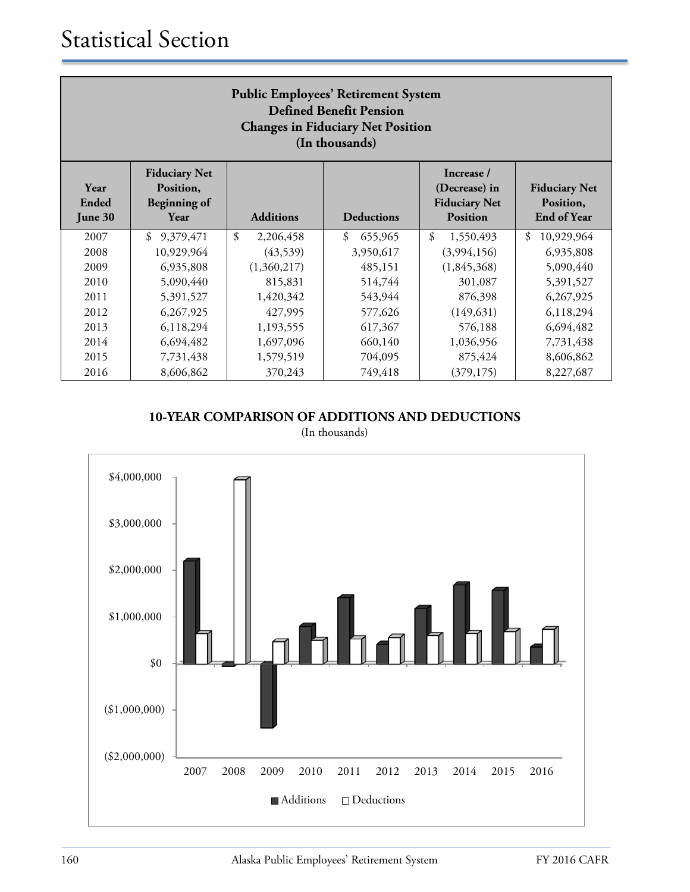## Public Employees' Retirement System
### Defined Benefit Pension
### Changes in Fiduciary Net Position
### (In thousands)

| Year Ended June 30 | Fiduciary Net Position, Beginning of Year | Additions | Deductions | Increase / (Decrease) in Fiduciary Net Position | Fiduciary Net Position, End of Year |
|---|---|---|---|---|---|
| 2007 | $ 9,379,471 | $ 2,206,458 | $ 655,965 | $ 1,550,493 | $ 10,929,964 |
| 2008 | 10,929,964 | (43,539) | 3,950,617 | (3,994,156) | 6,935,808 |
| 2009 | 6,935,808 | (1,360,217) | 485,151 | (1,845,368) | 5,090,440 |
| 2010 | 5,090,440 | 815,831 | 514,744 | 301,087 | 5,391,527 |
| 2011 | 5,391,527 | 1,420,342 | 543,944 | 876,398 | 6,267,925 |
| 2012 | 6,267,925 | 427,995 | 577,626 | (149,631) | 6,118,294 |
| 2013 | 6,118,294 | 1,193,555 | 617,367 | 576,188 | 6,694,482 |
| 2014 | 6,694,482 | 1,697,096 | 660,140 | 1,036,956 | 7,731,438 |
| 2015 | 7,731,438 | 1,579,519 | 704,095 | 875,424 | 8,606,862 |
| 2016 | 8,606,862 | 370,243 | 749,418 | (379,175) | 8,227,687 |

**10-YEAR COMPARISON OF ADDITIONS AND DEDUCTIONS**

(In thousands)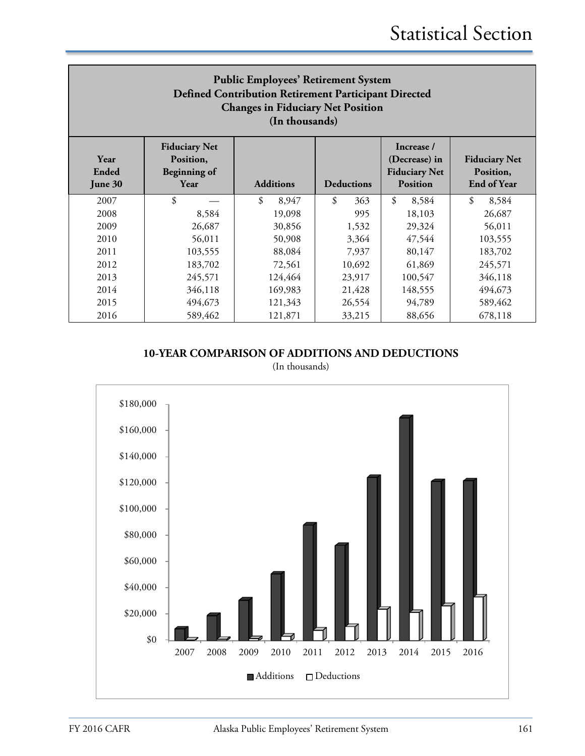## Public Employees' Retirement System
## Defined Contribution Retirement Participant Directed
## Changes in Fiduciary Net Position
## (In thousands)

| Year Ended June 30 | Fiduciary Net Position, Beginning of Year | Additions | Deductions | Increase / (Decrease) in Fiduciary Net Position | Fiduciary Net Position, End of Year |
|---|---|---|---|---|---|
| 2007 | $ — | $ 8,947 | $ 363 | $ 8,584 | $ 8,584 |
| 2008 | 8,584 | 19,098 | 995 | 18,103 | 26,687 |
| 2009 | 26,687 | 30,856 | 1,532 | 29,324 | 56,011 |
| 2010 | 56,011 | 50,908 | 3,364 | 47,544 | 103,555 |
| 2011 | 103,555 | 88,084 | 7,937 | 80,147 | 183,702 |
| 2012 | 183,702 | 72,561 | 10,692 | 61,869 | 245,571 |
| 2013 | 245,571 | 124,464 | 23,917 | 100,547 | 346,118 |
| 2014 | 346,118 | 169,983 | 21,428 | 148,555 | 494,673 |
| 2015 | 494,673 | 121,343 | 26,554 | 94,789 | 589,462 |
| 2016 | 589,462 | 121,871 | 33,215 | 88,656 | 678,118 |

**10-YEAR COMPARISON OF ADDITIONS AND DEDUCTIONS**

(In thousands)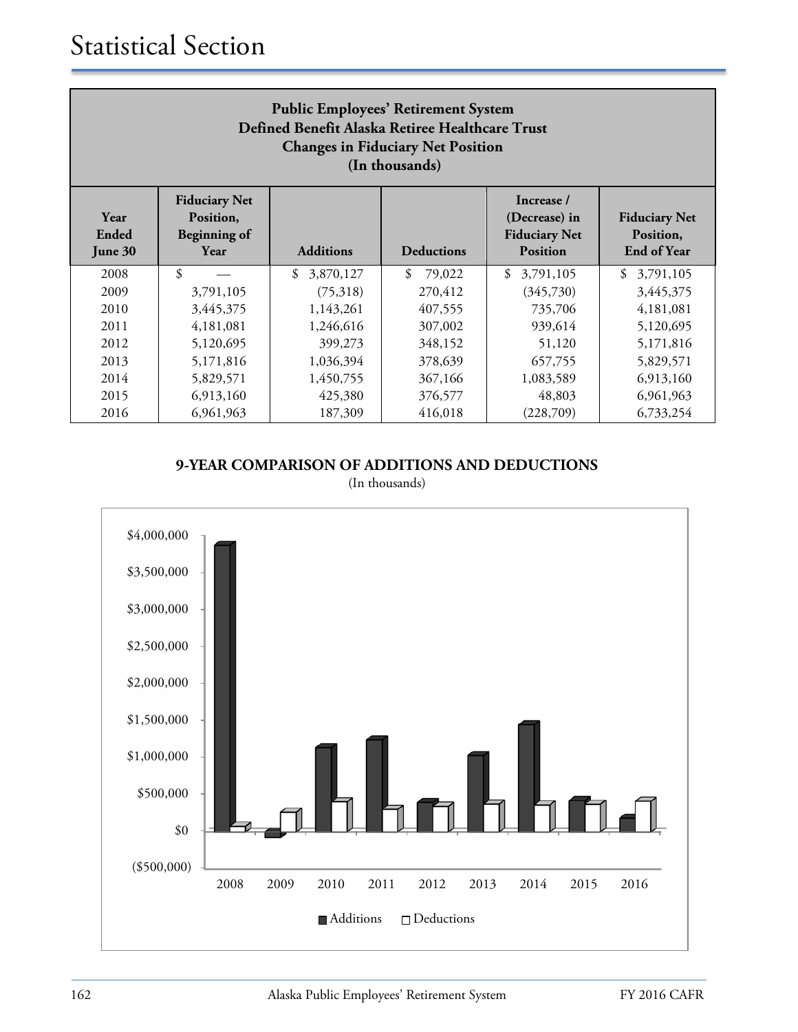# Statistical Section

**Public Employees' Retirement System**
**Defined Benefit Alaska Retiree Healthcare Trust**
**Changes in Fiduciary Net Position**
**(In thousands)**

| Year Ended June 30 | Fiduciary Net Position, Beginning of Year | Additions | Deductions | Increase / (Decrease) in Fiduciary Net Position | Fiduciary Net Position, End of Year |
|---|---|---|---|---|---|
| 2008 | $ — | $ 3,870,127 | $ 79,022 | $ 3,791,105 | $ 3,791,105 |
| 2009 | 3,791,105 | (75,318) | 270,412 | (345,730) | 3,445,375 |
| 2010 | 3,445,375 | 1,143,261 | 407,555 | 735,706 | 4,181,081 |
| 2011 | 4,181,081 | 1,246,616 | 307,002 | 939,614 | 5,120,695 |
| 2012 | 5,120,695 | 399,273 | 348,152 | 51,120 | 5,171,816 |
| 2013 | 5,171,816 | 1,036,394 | 378,639 | 657,755 | 5,829,571 |
| 2014 | 5,829,571 | 1,450,755 | 367,166 | 1,083,589 | 6,913,160 |
| 2015 | 6,913,160 | 425,380 | 376,577 | 48,803 | 6,961,963 |
| 2016 | 6,961,963 | 187,309 | 416,018 | (228,709) | 6,733,254 |

**9-YEAR COMPARISON OF ADDITIONS AND DEDUCTIONS**

(In thousands)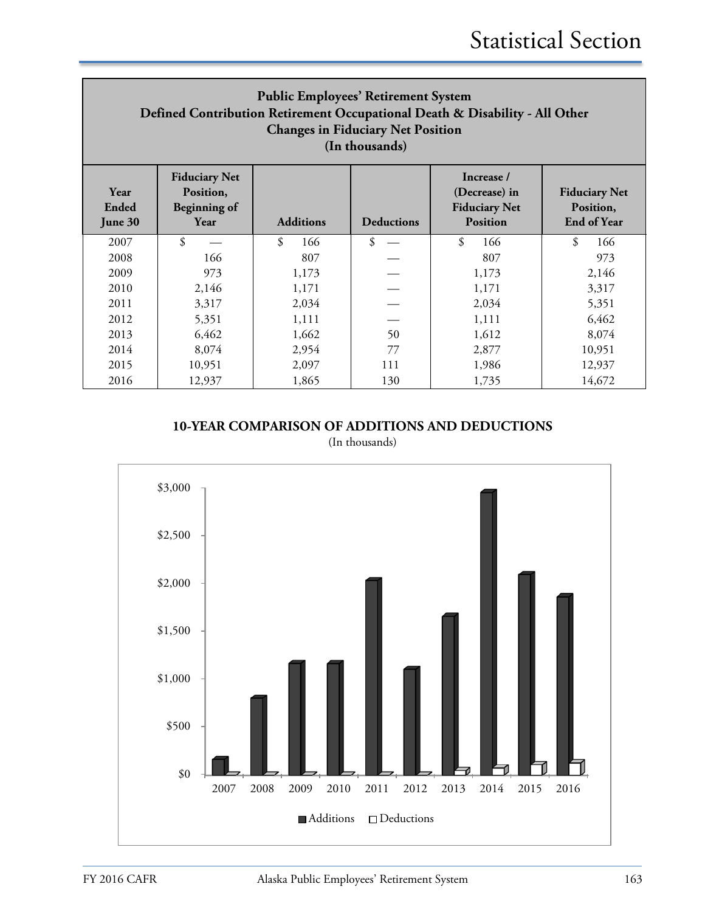# Statistical Section

**Public Employees' Retirement System**
**Defined Contribution Retirement Occupational Death & Disability - All Other**
**Changes in Fiduciary Net Position**
**(In thousands)**

| Year Ended June 30 | Fiduciary Net Position, Beginning of Year | Additions | Deductions | Increase / (Decrease) in Fiduciary Net Position | Fiduciary Net Position, End of Year |
|---|---|---|---|---|---|
| 2007 | $ — | $ 166 | $ — | $ 166 | $ 166 |
| 2008 | 166 | 807 | — | 807 | 973 |
| 2009 | 973 | 1,173 | — | 1,173 | 2,146 |
| 2010 | 2,146 | 1,171 | — | 1,171 | 3,317 |
| 2011 | 3,317 | 2,034 | — | 2,034 | 5,351 |
| 2012 | 5,351 | 1,111 | — | 1,111 | 6,462 |
| 2013 | 6,462 | 1,662 | 50 | 1,612 | 8,074 |
| 2014 | 8,074 | 2,954 | 77 | 2,877 | 10,951 |
| 2015 | 10,951 | 2,097 | 111 | 1,986 | 12,937 |
| 2016 | 12,937 | 1,865 | 130 | 1,735 | 14,672 |

**10-YEAR COMPARISON OF ADDITIONS AND DEDUCTIONS**
(In thousands)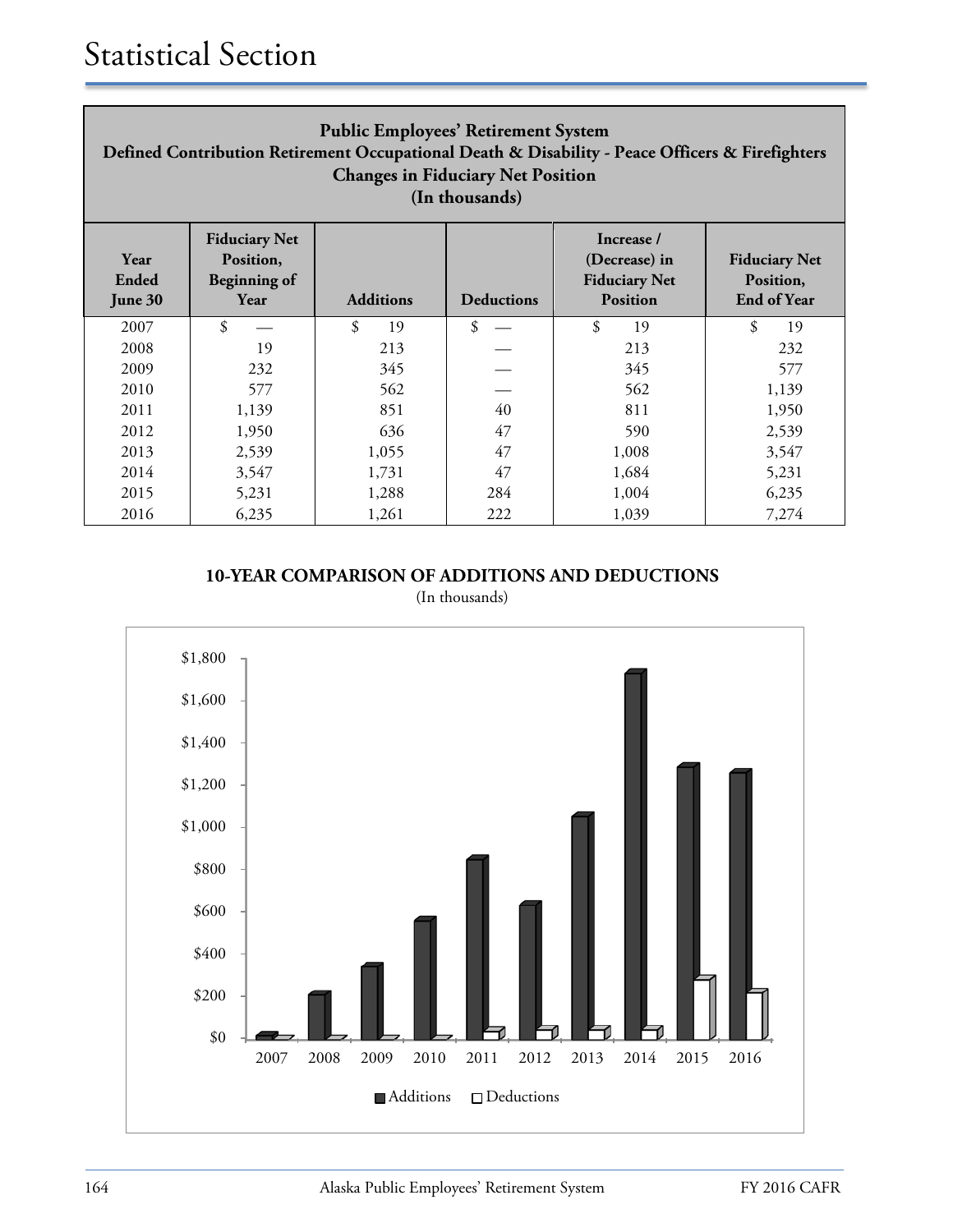## Public Employees' Retirement System
## Defined Contribution Retirement Occupational Death & Disability - Peace Officers & Firefighters
## Changes in Fiduciary Net Position
## (In thousands)

| Year Ended June 30 | Fiduciary Net Position, Beginning of Year | Additions | Deductions | Increase / (Decrease) in Fiduciary Net Position | Fiduciary Net Position, End of Year |
|---|---|---|---|---|---|
| 2007 | $ — | $ 19 | $ — | $ 19 | $ 19 |
| 2008 | 19 | 213 | — | 213 | 232 |
| 2009 | 232 | 345 | — | 345 | 577 |
| 2010 | 577 | 562 | — | 562 | 1,139 |
| 2011 | 1,139 | 851 | 40 | 811 | 1,950 |
| 2012 | 1,950 | 636 | 47 | 590 | 2,539 |
| 2013 | 2,539 | 1,055 | 47 | 1,008 | 3,547 |
| 2014 | 3,547 | 1,731 | 47 | 1,684 | 5,231 |
| 2015 | 5,231 | 1,288 | 284 | 1,004 | 6,235 |
| 2016 | 6,235 | 1,261 | 222 | 1,039 | 7,274 |

**10-YEAR COMPARISON OF ADDITIONS AND DEDUCTIONS**

(In thousands)

$1,800
$1,600
$1,400
$1,200
$1,000
$800
$600
$400
$200
$0

2007 2008 2009 2010 2011 2012 2013 2014 2015 2016

Additions Deductions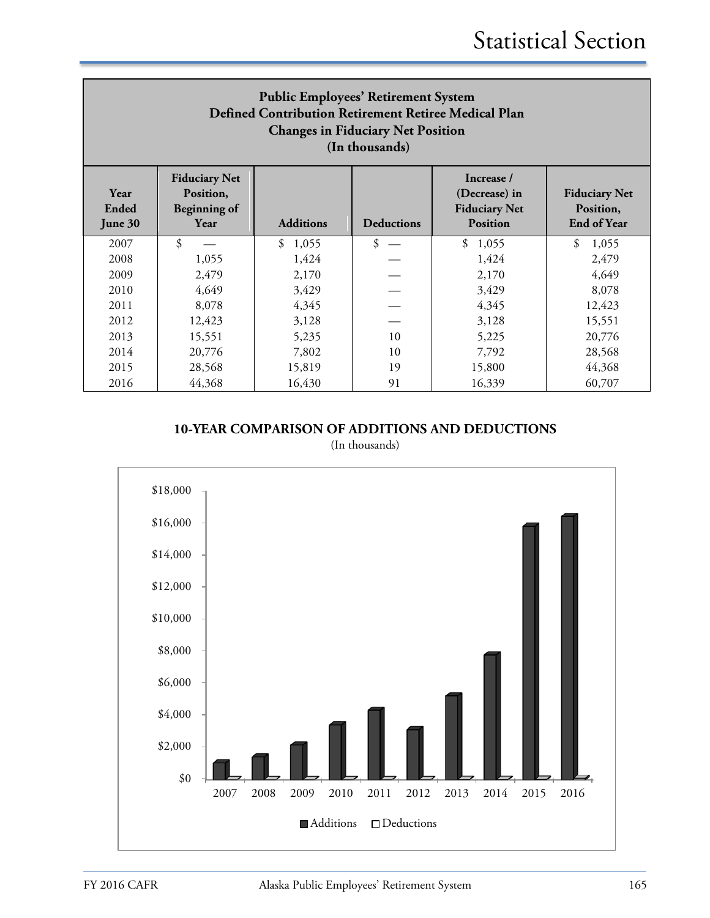## Public Employees' Retirement System
## Defined Contribution Retirement Retiree Medical Plan
## Changes in Fiduciary Net Position
## (In thousands)

| Year Ended June 30 | Fiduciary Net Position, Beginning of Year | Additions | Deductions | Increase / (Decrease) in Fiduciary Net Position | Fiduciary Net Position, End of Year |
|---|---|---|---|---|---|
| 2007 | $ — | $ 1,055 | $ — | $ 1,055 | $ 1,055 |
| 2008 | 1,055 | 1,424 | — | 1,424 | 2,479 |
| 2009 | 2,479 | 2,170 | — | 2,170 | 4,649 |
| 2010 | 4,649 | 3,429 | — | 3,429 | 8,078 |
| 2011 | 8,078 | 4,345 | — | 4,345 | 12,423 |
| 2012 | 12,423 | 3,128 | — | 3,128 | 15,551 |
| 2013 | 15,551 | 5,235 | 10 | 5,225 | 20,776 |
| 2014 | 20,776 | 7,802 | 10 | 7,792 | 28,568 |
| 2015 | 28,568 | 15,819 | 19 | 15,800 | 44,368 |
| 2016 | 44,368 | 16,430 | 91 | 16,339 | 60,707 |

**10-YEAR COMPARISON OF ADDITIONS AND DEDUCTIONS**

(In thousands)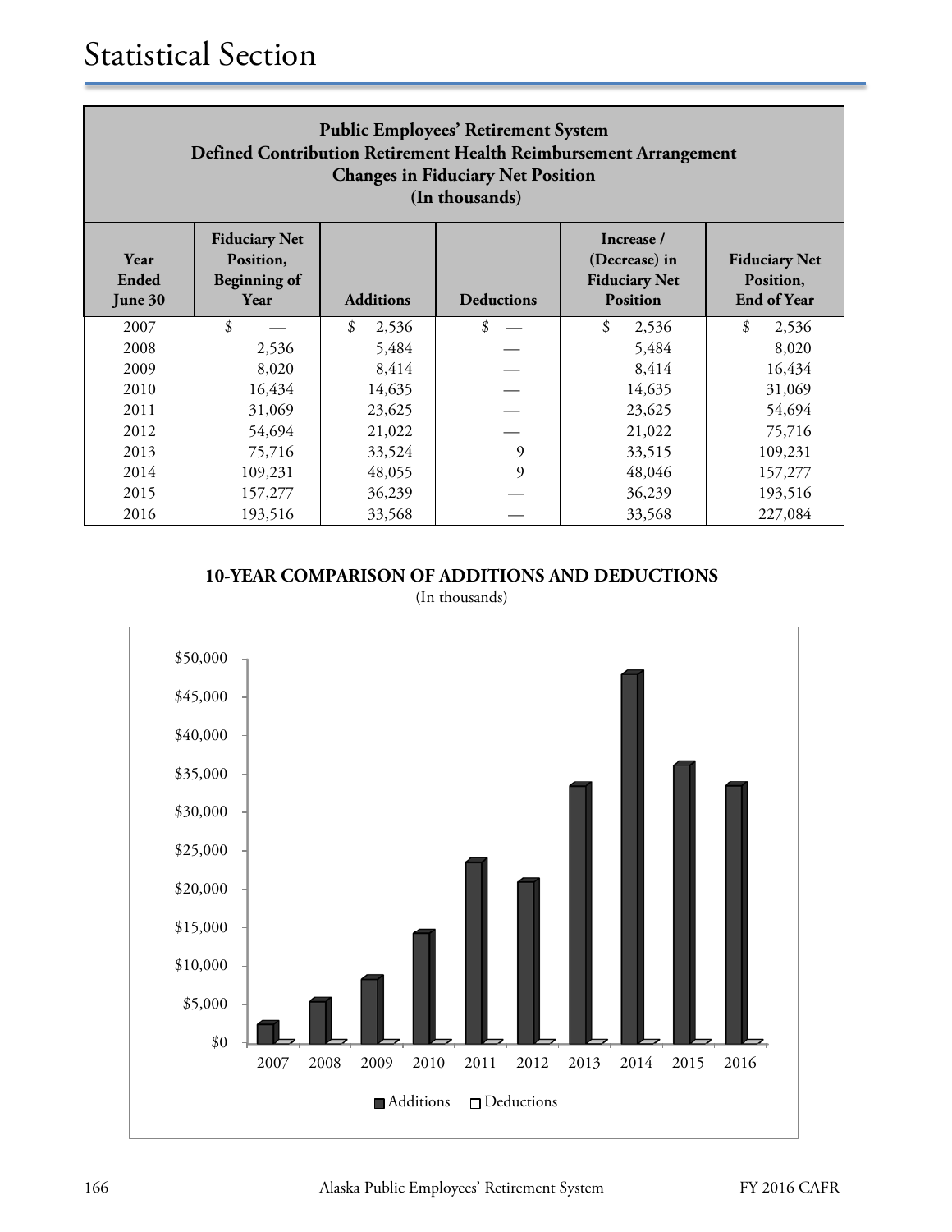# Statistical Section

**Public Employees' Retirement System**
**Defined Contribution Retirement Health Reimbursement Arrangement**
**Changes in Fiduciary Net Position**
**(In thousands)**

| Year Ended June 30 | Fiduciary Net Position, Beginning of Year | Additions | Deductions | Increase / (Decrease) in Fiduciary Net Position | Fiduciary Net Position, End of Year |
|---|---|---|---|---|---|
| 2007 | $ — | $ 2,536 | $ — | $ 2,536 | $ 2,536 |
| 2008 | 2,536 | 5,484 | — | 5,484 | 8,020 |
| 2009 | 8,020 | 8,414 | — | 8,414 | 16,434 |
| 2010 | 16,434 | 14,635 | — | 14,635 | 31,069 |
| 2011 | 31,069 | 23,625 | — | 23,625 | 54,694 |
| 2012 | 54,694 | 21,022 | — | 21,022 | 75,716 |
| 2013 | 75,716 | 33,524 | 9 | 33,515 | 109,231 |
| 2014 | 109,231 | 48,055 | 9 | 48,046 | 157,277 |
| 2015 | 157,277 | 36,239 | — | 36,239 | 193,516 |
| 2016 | 193,516 | 33,568 | — | 33,568 | 227,084 |

**10-YEAR COMPARISON OF ADDITIONS AND DEDUCTIONS**
(In thousands)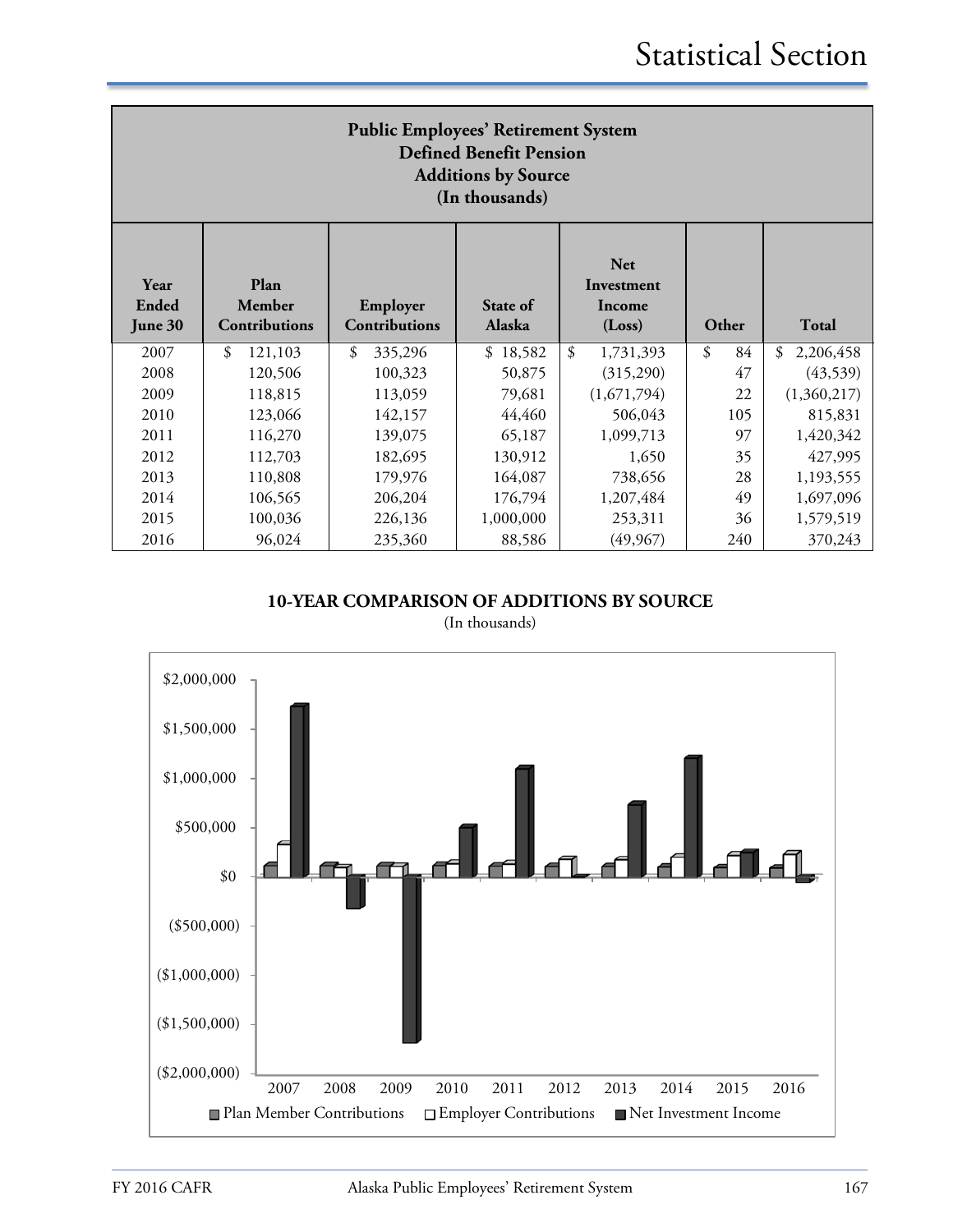## Public Employees' Retirement System
## Defined Benefit Pension
## Additions by Source
## (In thousands)

| Year Ended June 30 | Plan Member Contributions | Employer Contributions | State of Alaska | Net Investment Income (Loss) | Other | Total |
|---|---|---|---|---|---|---|
| 2007 | $ 121,103 | $ 335,296 | $ 18,582 | $ 1,731,393 | $ 84 | $ 2,206,458 |
| 2008 | 120,506 | 100,323 | 50,875 | (315,290) | 47 | (43,539) |
| 2009 | 118,815 | 113,059 | 79,681 | (1,671,794) | 22 | (1,360,217) |
| 2010 | 123,066 | 142,157 | 44,460 | 506,043 | 105 | 815,831 |
| 2011 | 116,270 | 139,075 | 65,187 | 1,099,713 | 97 | 1,420,342 |
| 2012 | 112,703 | 182,695 | 130,912 | 1,650 | 35 | 427,995 |
| 2013 | 110,808 | 179,976 | 164,087 | 738,656 | 28 | 1,193,555 |
| 2014 | 106,565 | 206,204 | 176,794 | 1,207,484 | 49 | 1,697,096 |
| 2015 | 100,036 | 226,136 | 1,000,000 | 253,311 | 36 | 1,579,519 |
| 2016 | 96,024 | 235,360 | 88,586 | (49,967) | 240 | 370,243 |

**10-YEAR COMPARISON OF ADDITIONS BY SOURCE**

(In thousands)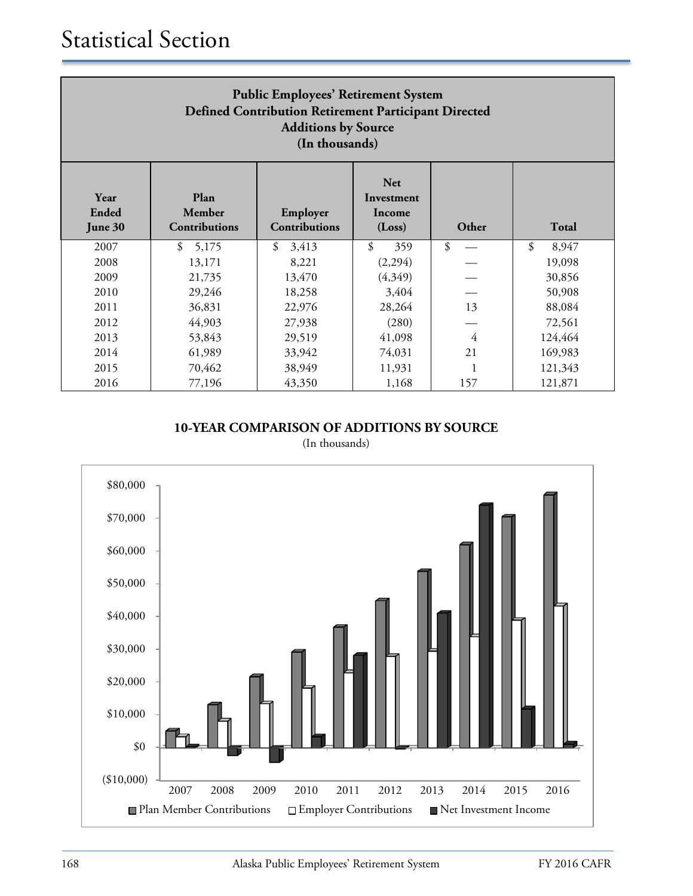# Statistical Section

| Public Employees' Retirement System<br>Defined Contribution Retirement Participant Directed<br>Additions by Source<br>(In thousands) | | | | | |
|---|---|---|---|---|---|
| Year Ended June 30 | Plan Member Contributions | Employer Contributions | Net Investment Income (Loss) | Other | Total |
| 2007 | $ 5,175 | $ 3,413 | $ 359 | $ — | $ 8,947 |
| 2008 | 13,171 | 8,221 | (2,294) | — | 19,098 |
| 2009 | 21,735 | 13,470 | (4,349) | — | 30,856 |
| 2010 | 29,246 | 18,258 | 3,404 | — | 50,908 |
| 2011 | 36,831 | 22,976 | 28,264 | 13 | 88,084 |
| 2012 | 44,903 | 27,938 | (280) | — | 72,561 |
| 2013 | 53,843 | 29,519 | 41,098 | 4 | 124,464 |
| 2014 | 61,989 | 33,942 | 74,031 | 21 | 169,983 |
| 2015 | 70,462 | 38,949 | 11,931 | 1 | 121,343 |
| 2016 | 77,196 | 43,350 | 1,168 | 157 | 121,871 |

**10-YEAR COMPARISON OF ADDITIONS BY SOURCE**

(In thousands)

$80,000
$70,000
$60,000
$50,000
$40,000
$30,000
$20,000
$10,000
$0
($10,000)

2007 2008 2009 2010 2011 2012 2013 2014 2015 2016

Plan Member Contributions | Employer Contributions | Net Investment Income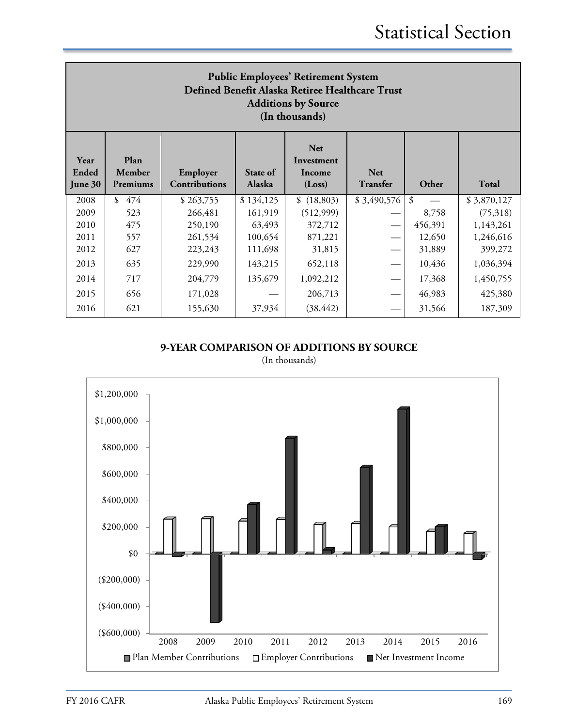# Statistical Section

## Public Employees' Retirement System
## Defined Benefit Alaska Retiree Healthcare Trust
## Additions by Source
## (In thousands)

| Year Ended June 30 | Plan Member Premiums | Employer Contributions | State of Alaska | Net Investment Income (Loss) | Net Transfer | Other | Total |
|---|---|---|---|---|---|---|---|
| 2008 | $ 474 | $ 263,755 | $ 134,125 | $ (18,803) | $ 3,490,576 | $ — | $ 3,870,127 |
| 2009 | 523 | 266,481 | 161,919 | (512,999) | — | 8,758 | (75,318) |
| 2010 | 475 | 250,190 | 63,493 | 372,712 | — | 456,391 | 1,143,261 |
| 2011 | 557 | 261,534 | 100,654 | 871,221 | — | 12,650 | 1,246,616 |
| 2012 | 627 | 223,243 | 111,698 | 31,815 | — | 31,889 | 399,272 |
| 2013 | 635 | 229,990 | 143,215 | 652,118 | — | 10,436 | 1,036,394 |
| 2014 | 717 | 204,779 | 135,679 | 1,092,212 | — | 17,368 | 1,450,755 |
| 2015 | 656 | 171,028 | — | 206,713 | — | 46,983 | 425,380 |
| 2016 | 621 | 155,630 | 37,934 | (38,442) | — | 31,566 | 187,309 |

**9-YEAR COMPARISON OF ADDITIONS BY SOURCE**

(In thousands)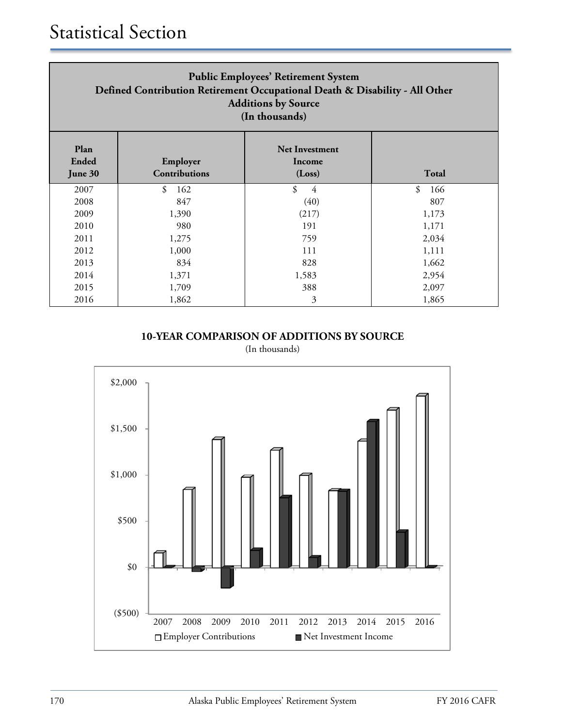# Statistical Section

**Public Employees' Retirement System**
**Defined Contribution Retirement Occupational Death & Disability - All Other**
**Additions by Source**
**(In thousands)**

| Plan Ended June 30 | Employer Contributions | Net Investment Income (Loss) | Total |
|---|---|---|---|
| 2007 | $ 162 | $ 4 | $ 166 |
| 2008 | 847 | (40) | 807 |
| 2009 | 1,390 | (217) | 1,173 |
| 2010 | 980 | 191 | 1,171 |
| 2011 | 1,275 | 759 | 2,034 |
| 2012 | 1,000 | 111 | 1,111 |
| 2013 | 834 | 828 | 1,662 |
| 2014 | 1,371 | 1,583 | 2,954 |
| 2015 | 1,709 | 388 | 2,097 |
| 2016 | 1,862 | 3 | 1,865 |

**10-YEAR COMPARISON OF ADDITIONS BY SOURCE**
(In thousands)

$2,000
$1,500
$1,000
$500
$0
($500)

2007 2008 2009 2010 2011 2012 2013 2014 2015 2016

Employer Contributions | Net Investment Income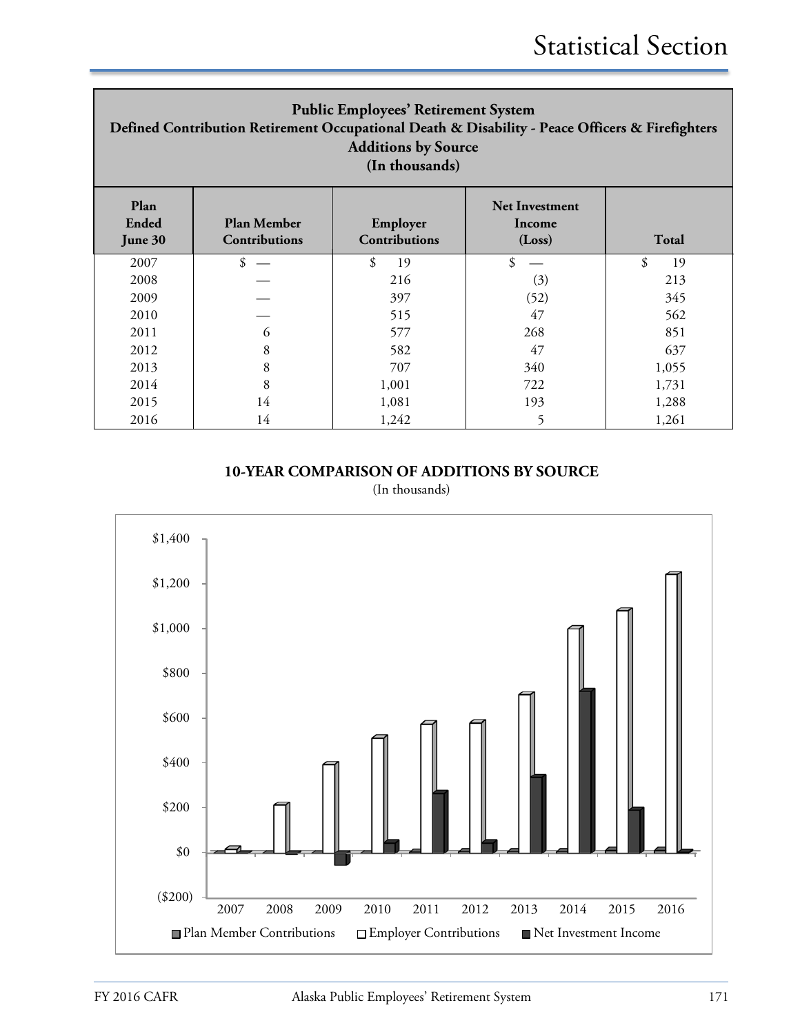## Public Employees' Retirement System
## Defined Contribution Retirement Occupational Death & Disability - Peace Officers & Firefighters
## Additions by Source
## (In thousands)

| Plan Ended June 30 | Plan Member Contributions | Employer Contributions | Net Investment Income (Loss) | Total |
|---|---|---|---|---|
| 2007 | $ — | $ 19 | $ — | $ 19 |
| 2008 | — | 216 | (3) | 213 |
| 2009 | — | 397 | (52) | 345 |
| 2010 | — | 515 | 47 | 562 |
| 2011 | 6 | 577 | 268 | 851 |
| 2012 | 8 | 582 | 47 | 637 |
| 2013 | 8 | 707 | 340 | 1,055 |
| 2014 | 8 | 1,001 | 722 | 1,731 |
| 2015 | 14 | 1,081 | 193 | 1,288 |
| 2016 | 14 | 1,242 | 5 | 1,261 |

**10-YEAR COMPARISON OF ADDITIONS BY SOURCE**

(In thousands)

$1,400
$1,200
$1,000
$800
$600
$400
$200
$0
($200)

2007 2008 2009 2010 2011 2012 2013 2014 2015 2016

Plan Member Contributions | Employer Contributions | Net Investment Income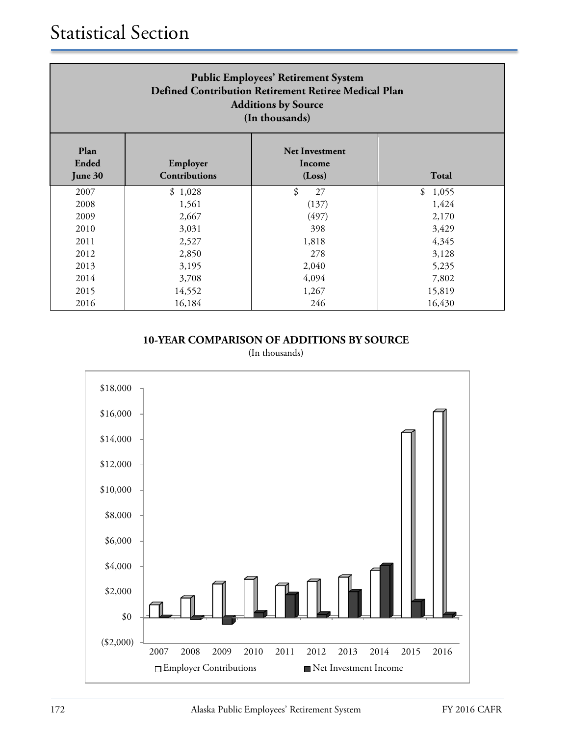# Statistical Section

**Public Employees' Retirement System**
**Defined Contribution Retirement Retiree Medical Plan**
**Additions by Source**
**(In thousands)**

| Plan Ended June 30 | Employer Contributions | Net Investment Income (Loss) | Total |
|---|---|---|---|
| 2007 | $ 1,028 | $ 27 | $ 1,055 |
| 2008 | 1,561 | (137) | 1,424 |
| 2009 | 2,667 | (497) | 2,170 |
| 2010 | 3,031 | 398 | 3,429 |
| 2011 | 2,527 | 1,818 | 4,345 |
| 2012 | 2,850 | 278 | 3,128 |
| 2013 | 3,195 | 2,040 | 5,235 |
| 2014 | 3,708 | 4,094 | 7,802 |
| 2015 | 14,552 | 1,267 | 15,819 |
| 2016 | 16,184 | 246 | 16,430 |

**10-YEAR COMPARISON OF ADDITIONS BY SOURCE**

(In thousands)

| Year | Employer Contributions | Net Investment Income |
|---|---|---|
| 2007 | 1,028 | 27 |
| 2008 | 1,561 | (137) |
| 2009 | 2,667 | (497) |
| 2010 | 3,031 | 398 |
| 2011 | 2,527 | 1,818 |
| 2012 | 2,850 | 278 |
| 2013 | 3,195 | 2,040 |
| 2014 | 3,708 | 4,094 |
| 2015 | 14,552 | 1,267 |
| 2016 | 16,184 | 246 |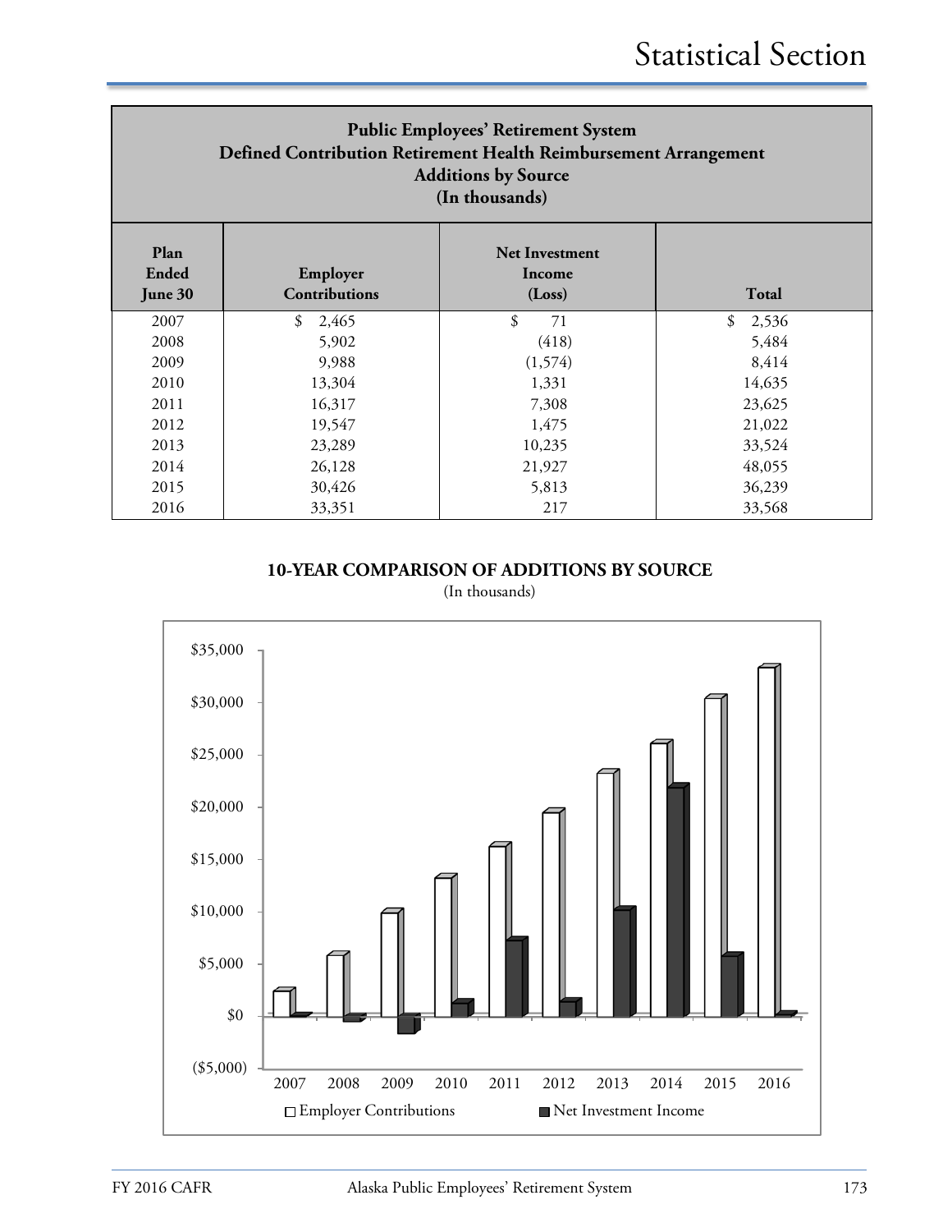## Public Employees' Retirement System
## Defined Contribution Retirement Health Reimbursement Arrangement
## Additions by Source
## (In thousands)

| Plan Ended June 30 | Employer Contributions | Net Investment Income (Loss) | Total |
|---|---|---|---|
| 2007 | $ 2,465 | $ 71 | $ 2,536 |
| 2008 | 5,902 | (418) | 5,484 |
| 2009 | 9,988 | (1,574) | 8,414 |
| 2010 | 13,304 | 1,331 | 14,635 |
| 2011 | 16,317 | 7,308 | 23,625 |
| 2012 | 19,547 | 1,475 | 21,022 |
| 2013 | 23,289 | 10,235 | 33,524 |
| 2014 | 26,128 | 21,927 | 48,055 |
| 2015 | 30,426 | 5,813 | 36,239 |
| 2016 | 33,351 | 217 | 33,568 |

**10-YEAR COMPARISON OF ADDITIONS BY SOURCE**

(In thousands)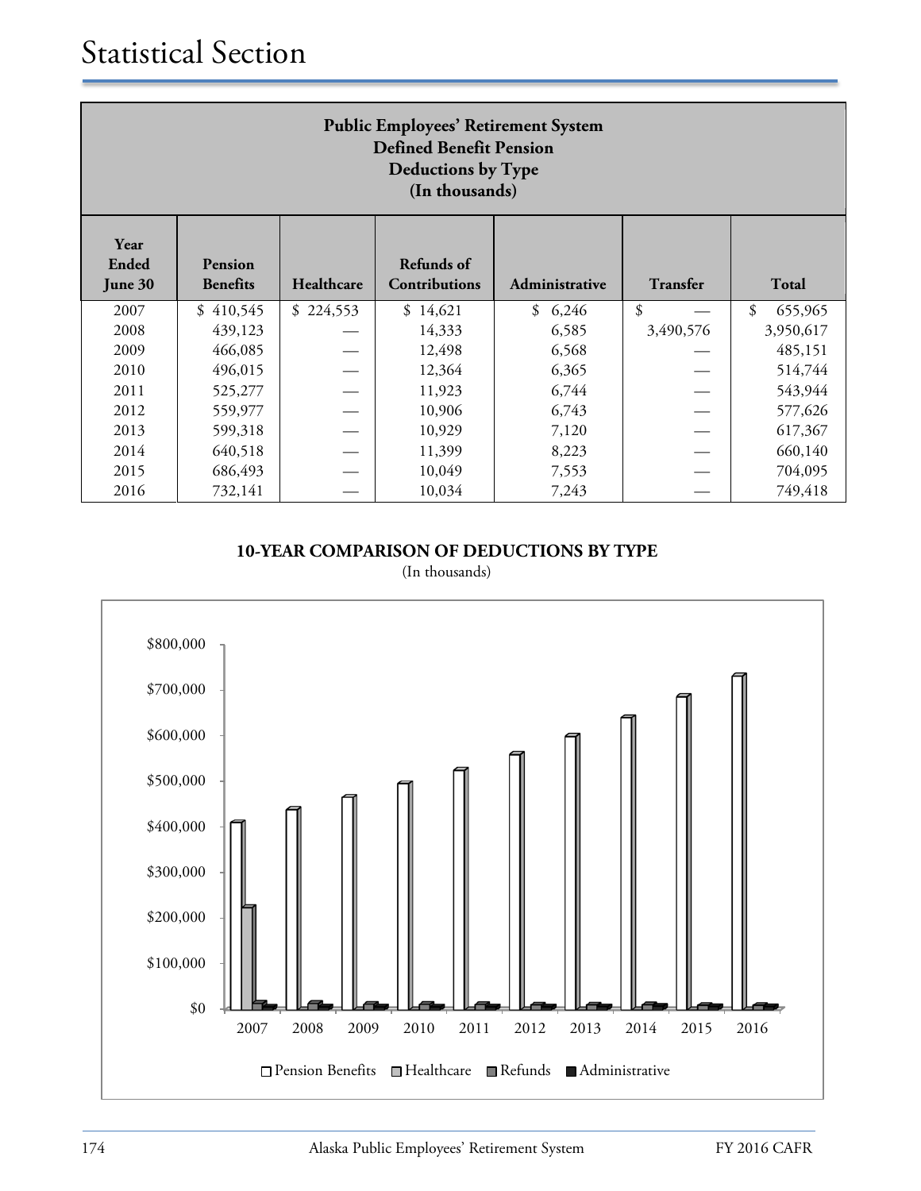# Statistical Section

## Public Employees' Retirement System
## Defined Benefit Pension
## Deductions by Type
## (In thousands)

| Year Ended June 30 | Pension Benefits | Healthcare | Refunds of Contributions | Administrative | Transfer | Total |
|---|---|---|---|---|---|---|
| 2007 | $ 410,545 | $ 224,553 | $ 14,621 | $ 6,246 | $ — | $ 655,965 |
| 2008 | 439,123 | — | 14,333 | 6,585 | 3,490,576 | 3,950,617 |
| 2009 | 466,085 | — | 12,498 | 6,568 | — | 485,151 |
| 2010 | 496,015 | — | 12,364 | 6,365 | — | 514,744 |
| 2011 | 525,277 | — | 11,923 | 6,744 | — | 543,944 |
| 2012 | 559,977 | — | 10,906 | 6,743 | — | 577,626 |
| 2013 | 599,318 | — | 10,929 | 7,120 | — | 617,367 |
| 2014 | 640,518 | — | 11,399 | 8,223 | — | 660,140 |
| 2015 | 686,493 | — | 10,049 | 7,553 | — | 704,095 |
| 2016 | 732,141 | — | 10,034 | 7,243 | — | 749,418 |

**10-YEAR COMPARISON OF DEDUCTIONS BY TYPE**

(In thousands)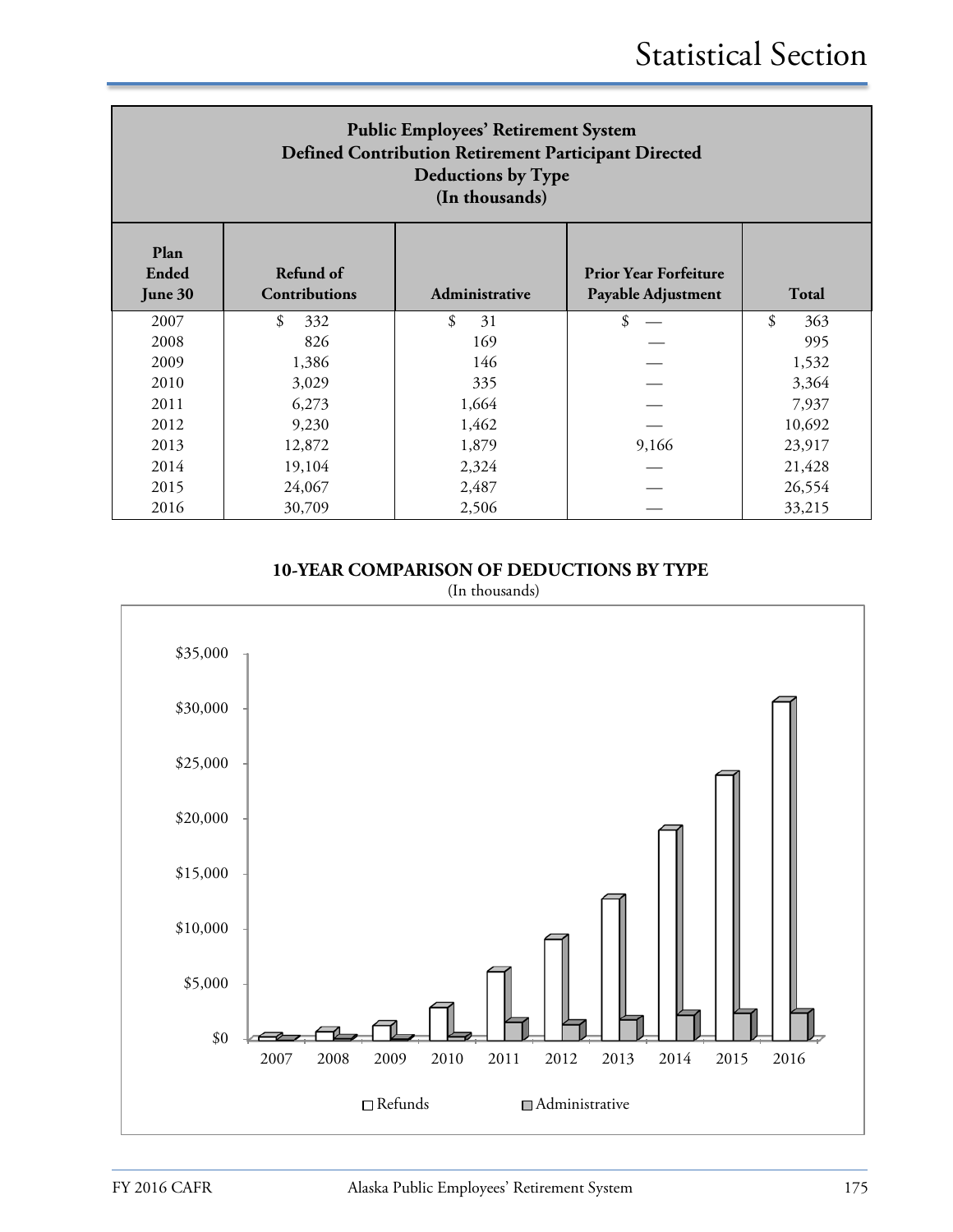# Statistical Section

| Public Employees' Retirement System<br>Defined Contribution Retirement Participant Directed<br>Deductions by Type<br>(In thousands) | | | | |
|---|---|---|---|---|
| **Plan Ended June 30** | **Refund of Contributions** | **Administrative** | **Prior Year Forfeiture Payable Adjustment** | **Total** |
| 2007 | $ 332 | $ 31 | $ — | $ 363 |
| 2008 | 826 | 169 | — | 995 |
| 2009 | 1,386 | 146 | — | 1,532 |
| 2010 | 3,029 | 335 | — | 3,364 |
| 2011 | 6,273 | 1,664 | — | 7,937 |
| 2012 | 9,230 | 1,462 | — | 10,692 |
| 2013 | 12,872 | 1,879 | 9,166 | 23,917 |
| 2014 | 19,104 | 2,324 | — | 21,428 |
| 2015 | 24,067 | 2,487 | — | 26,554 |
| 2016 | 30,709 | 2,506 | — | 33,215 |

**10-YEAR COMPARISON OF DEDUCTIONS BY TYPE**

(In thousands)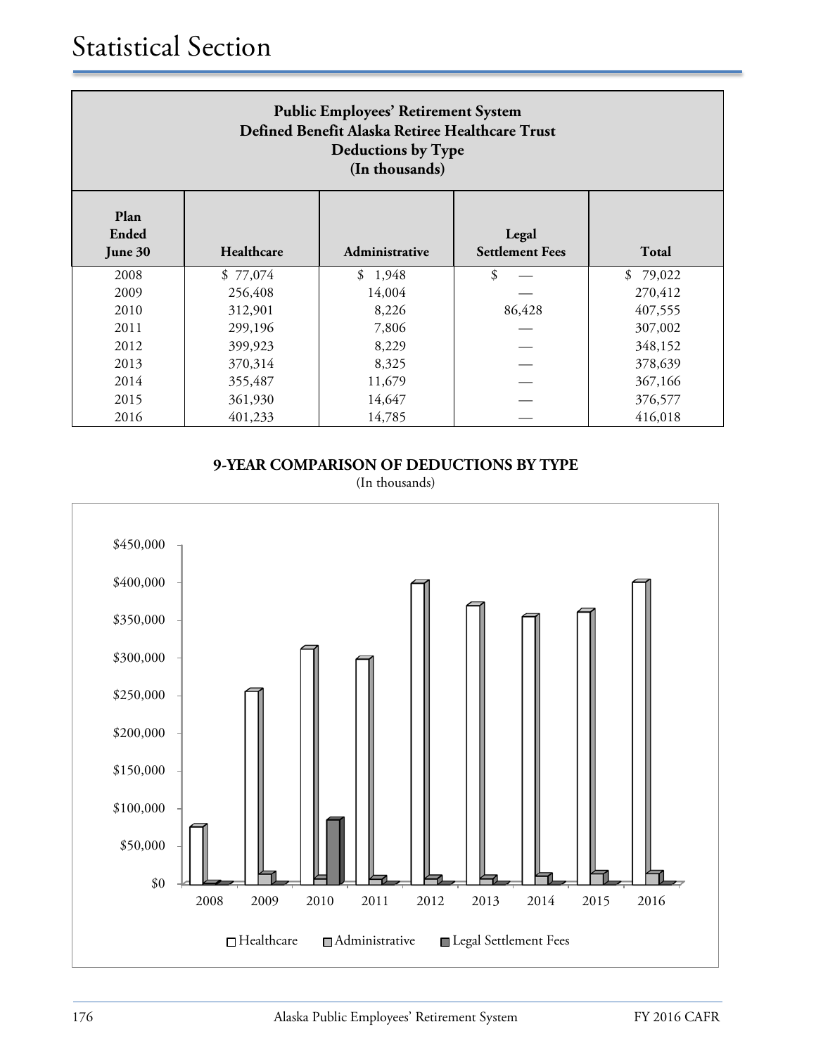# Statistical Section

| Public Employees' Retirement System<br>Defined Benefit Alaska Retiree Healthcare Trust<br>Deductions by Type<br>(In thousands) | | | | |
|---|---|---|---|---|
| **Plan Ended June 30** | **Healthcare** | **Administrative** | **Legal Settlement Fees** | **Total** |
| 2008 | $ 77,074 | $ 1,948 | $ — | $ 79,022 |
| 2009 | 256,408 | 14,004 | — | 270,412 |
| 2010 | 312,901 | 8,226 | 86,428 | 407,555 |
| 2011 | 299,196 | 7,806 | — | 307,002 |
| 2012 | 399,923 | 8,229 | — | 348,152 |
| 2013 | 370,314 | 8,325 | — | 378,639 |
| 2014 | 355,487 | 11,679 | — | 367,166 |
| 2015 | 361,930 | 14,647 | — | 376,577 |
| 2016 | 401,233 | 14,785 | — | 416,018 |

**9-YEAR COMPARISON OF DEDUCTIONS BY TYPE**

(In thousands)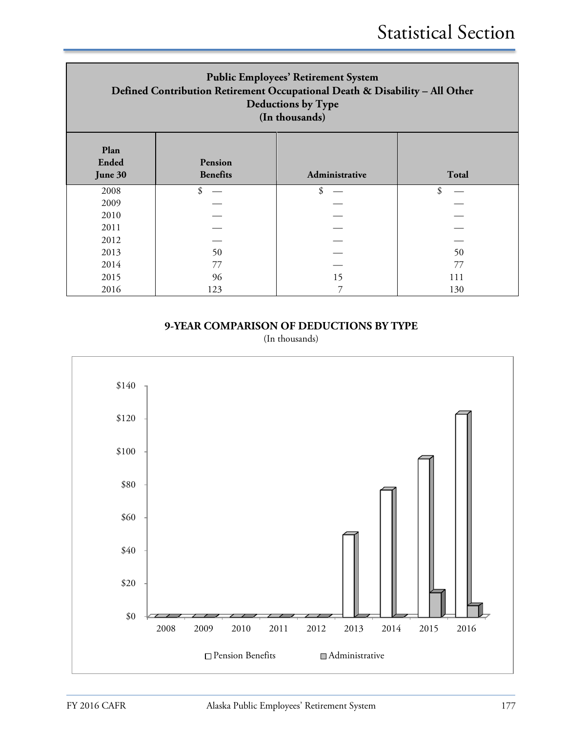# Statistical Section

## Public Employees' Retirement System
## Defined Contribution Retirement Occupational Death & Disability – All Other
## Deductions by Type
## (In thousands)

| Plan Ended June 30 | Pension Benefits | Administrative | Total |
|---|---|---|---|
| 2008 | $ — | $ — | $ — |
| 2009 | — | — | — |
| 2010 | — | — | — |
| 2011 | — | — | — |
| 2012 | — | — | — |
| 2013 | 50 | — | 50 |
| 2014 | 77 | — | 77 |
| 2015 | 96 | 15 | 111 |
| 2016 | 123 | 7 | 130 |

**9-YEAR COMPARISON OF DEDUCTIONS BY TYPE**

(In thousands)

| Year | Pension Benefits | Administrative |
|---|---|---|
| 2008 | $0 | $0 |
| 2009 | $0 | $0 |
| 2010 | $0 | $0 |
| 2011 | $0 | $0 |
| 2012 | $0 | $0 |
| 2013 | $50 | $0 |
| 2014 | $77 | $0 |
| 2015 | $96 | $15 |
| 2016 | $123 | $7 |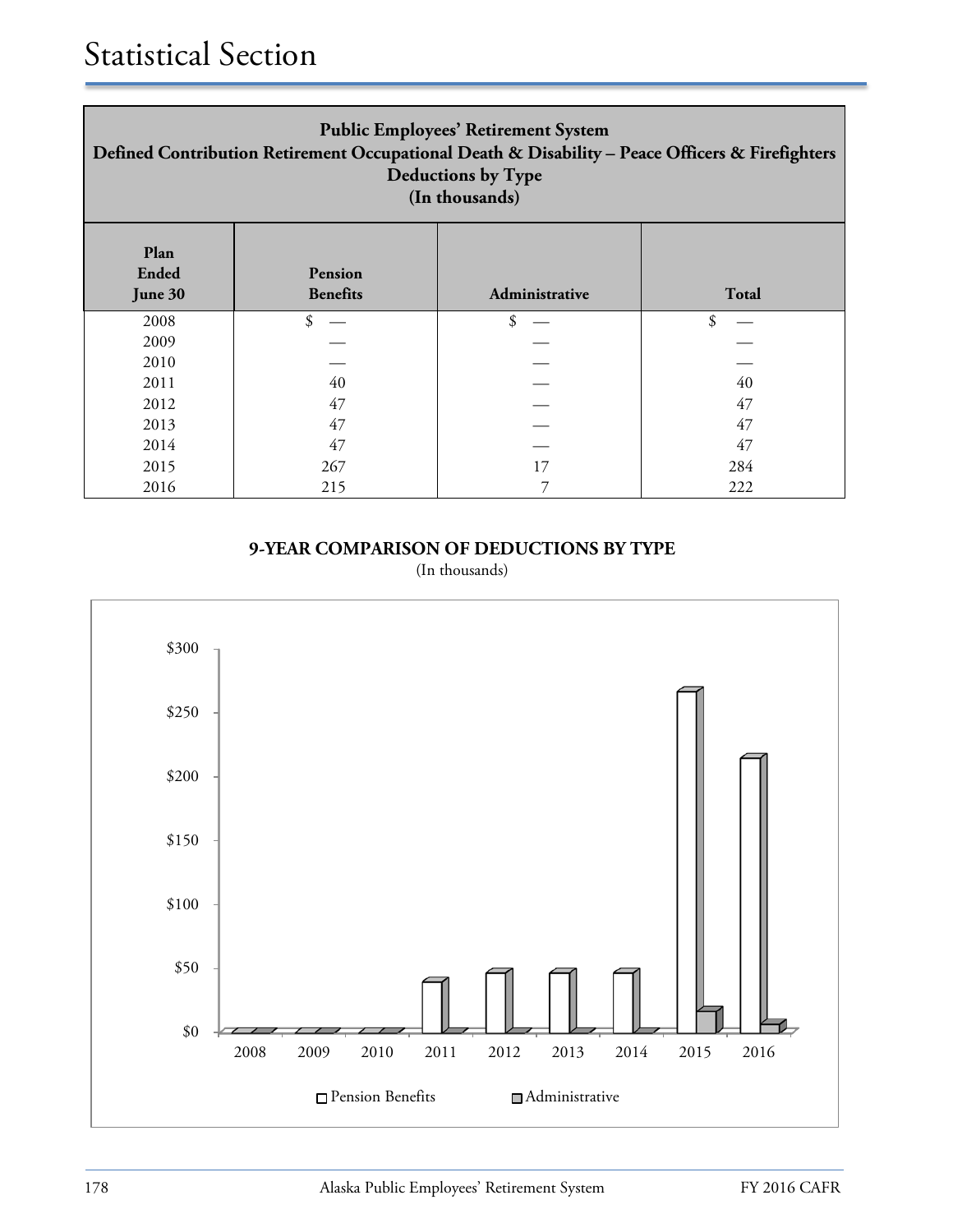# Statistical Section

| Public Employees' Retirement System<br>Defined Contribution Retirement Occupational Death & Disability – Peace Officers & Firefighters<br>Deductions by Type<br>(In thousands) | | | |
|---|---|---|---|
| **Plan Ended June 30** | **Pension Benefits** | **Administrative** | **Total** |
| 2008 | $ — | $ — | $ — |
| 2009 | — | — | — |
| 2010 | — | — | — |
| 2011 | 40 | — | 40 |
| 2012 | 47 | — | 47 |
| 2013 | 47 | — | 47 |
| 2014 | 47 | — | 47 |
| 2015 | 267 | 17 | 284 |
| 2016 | 215 | 7 | 222 |

**9-YEAR COMPARISON OF DEDUCTIONS BY TYPE**

(In thousands)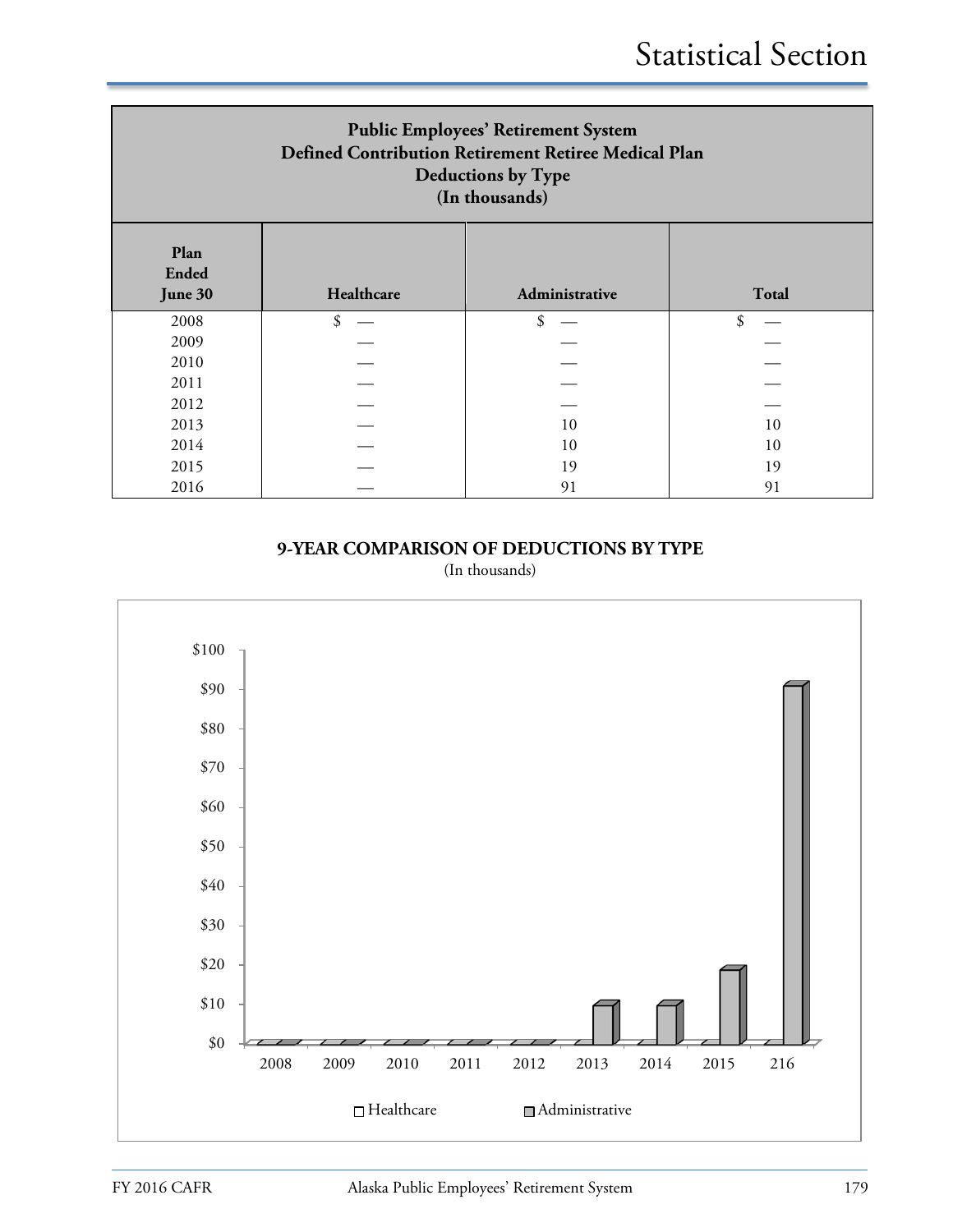# Statistical Section

| Public Employees' Retirement System<br>Defined Contribution Retirement Retiree Medical Plan<br>Deductions by Type<br>(In thousands) | | | |
|---|---|---|---|
| **Plan Ended June 30** | **Healthcare** | **Administrative** | **Total** |
| 2008 | $ — | $ — | $ — |
| 2009 | — | — | — |
| 2010 | — | — | — |
| 2011 | — | — | — |
| 2012 | — | — | — |
| 2013 | — | 10 | 10 |
| 2014 | — | 10 | 10 |
| 2015 | — | 19 | 19 |
| 2016 | — | 91 | 91 |

**9-YEAR COMPARISON OF DEDUCTIONS BY TYPE**

(In thousands)

$100
$90
$80
$70
$60
$50
$40
$30
$20
$10
$0

2008 2009 2010 2011 2012 2013 2014 2015 216

Healthcare Administrative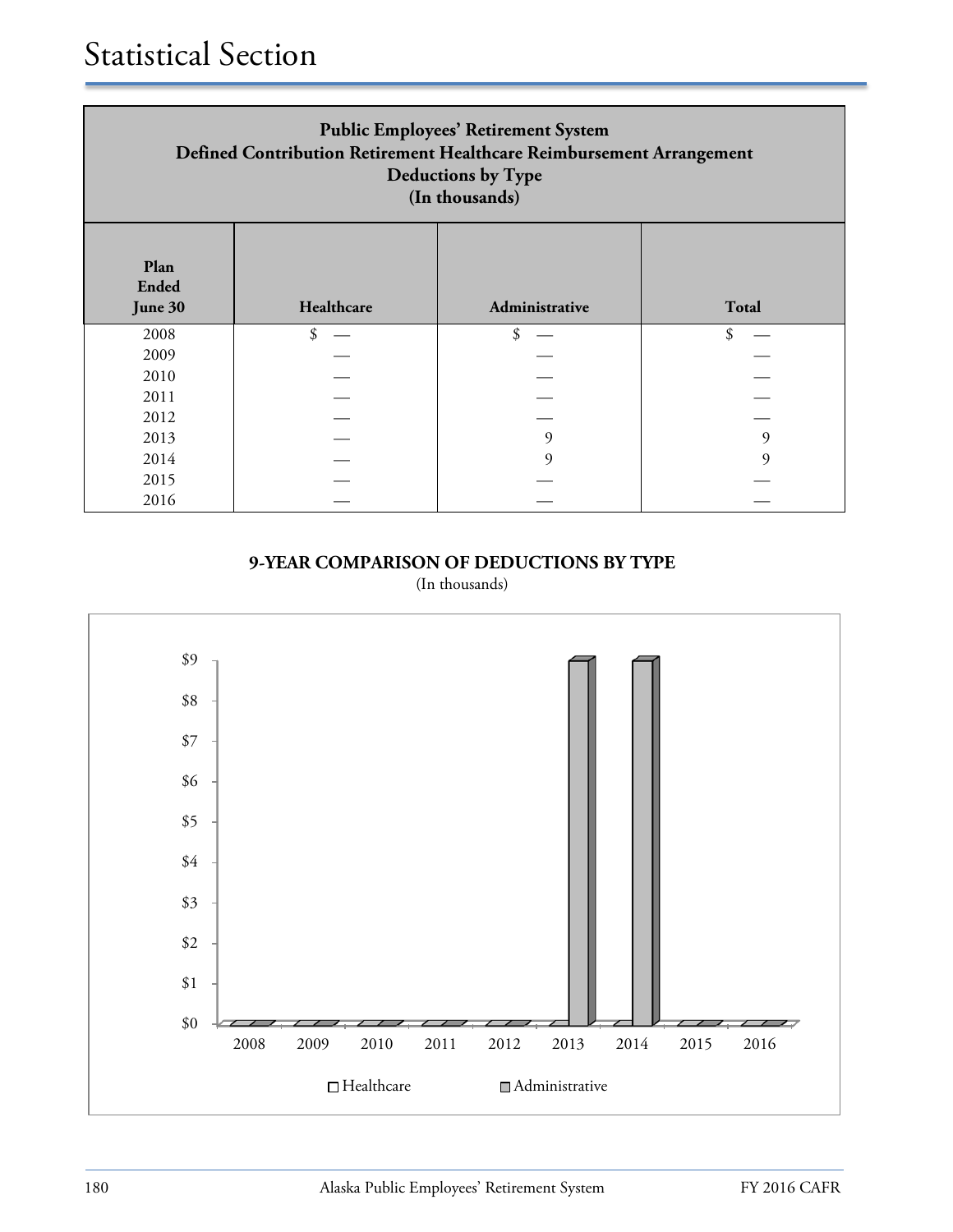# Statistical Section

| Public Employees' Retirement System<br>Defined Contribution Retirement Healthcare Reimbursement Arrangement<br>Deductions by Type<br>(In thousands) | | | |
|---|---|---|---|
| **Plan Ended June 30** | **Healthcare** | **Administrative** | **Total** |
| 2008 | $ — | $ — | $ — |
| 2009 | — | — | — |
| 2010 | — | — | — |
| 2011 | — | — | — |
| 2012 | — | — | — |
| 2013 | — | 9 | 9 |
| 2014 | — | 9 | 9 |
| 2015 | — | — | — |
| 2016 | — | — | — |

**9-YEAR COMPARISON OF DEDUCTIONS BY TYPE**

(In thousands)

| Year | Healthcare | Administrative |
|---|---|---|
| 2008 | $0 | $0 |
| 2009 | $0 | $0 |
| 2010 | $0 | $0 |
| 2011 | $0 | $0 |
| 2012 | $0 | $0 |
| 2013 | $0 | $9 |
| 2014 | $0 | $9 |
| 2015 | $0 | $0 |
| 2016 | $0 | $0 |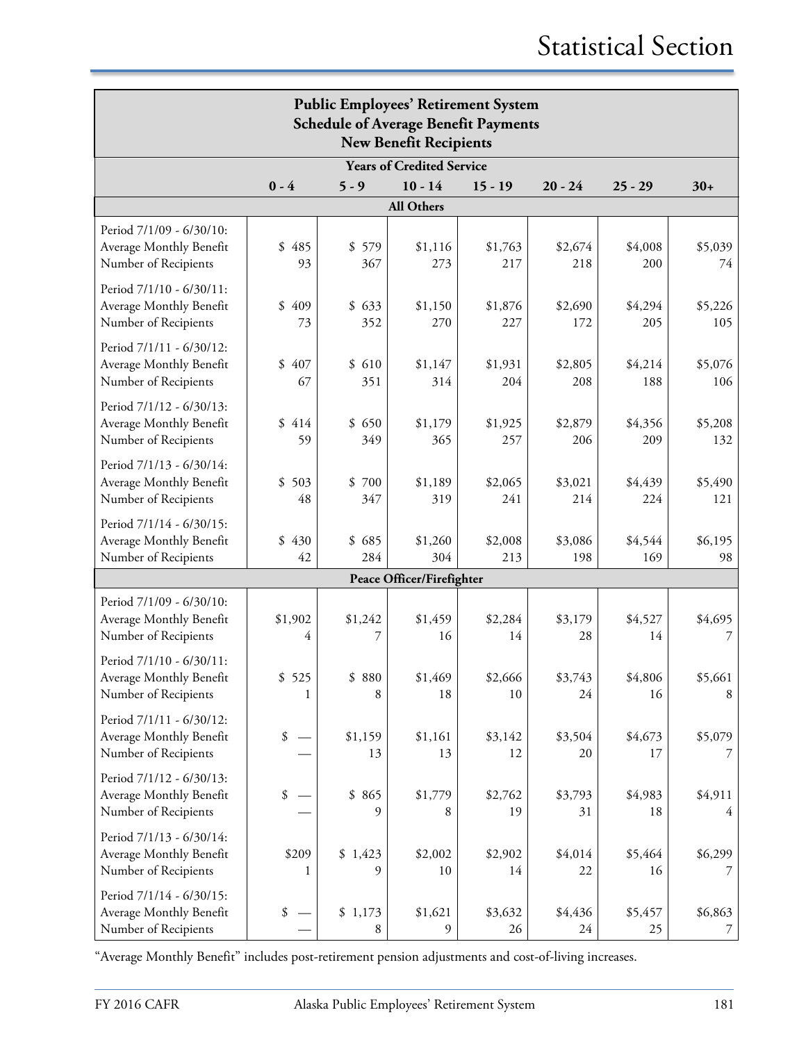## Public Employees' Retirement System
## Schedule of Average Benefit Payments
## New Benefit Recipients

| | Years of Credited Service | | | | | | |
|---|---|---|---|---|---|---|---|
| | 0 - 4 | 5 - 9 | 10 - 14 | 15 - 19 | 20 - 24 | 25 - 29 | 30+ |
| **All Others** | | | | | | | |
| Period 7/1/09 - 6/30/10: | | | | | | | |
| Average Monthly Benefit | $ 485 | $ 579 | $1,116 | $1,763 | $2,674 | $4,008 | $5,039 |
| Number of Recipients | 93 | 367 | 273 | 217 | 218 | 200 | 74 |
| Period 7/1/10 - 6/30/11: | | | | | | | |
| Average Monthly Benefit | $ 409 | $ 633 | $1,150 | $1,876 | $2,690 | $4,294 | $5,226 |
| Number of Recipients | 73 | 352 | 270 | 227 | 172 | 205 | 105 |
| Period 7/1/11 - 6/30/12: | | | | | | | |
| Average Monthly Benefit | $ 407 | $ 610 | $1,147 | $1,931 | $2,805 | $4,214 | $5,076 |
| Number of Recipients | 67 | 351 | 314 | 204 | 208 | 188 | 106 |
| Period 7/1/12 - 6/30/13: | | | | | | | |
| Average Monthly Benefit | $ 414 | $ 650 | $1,179 | $1,925 | $2,879 | $4,356 | $5,208 |
| Number of Recipients | 59 | 349 | 365 | 257 | 206 | 209 | 132 |
| Period 7/1/13 - 6/30/14: | | | | | | | |
| Average Monthly Benefit | $ 503 | $ 700 | $1,189 | $2,065 | $3,021 | $4,439 | $5,490 |
| Number of Recipients | 48 | 347 | 319 | 241 | 214 | 224 | 121 |
| Period 7/1/14 - 6/30/15: | | | | | | | |
| Average Monthly Benefit | $ 430 | $ 685 | $1,260 | $2,008 | $3,086 | $4,544 | $6,195 |
| Number of Recipients | 42 | 284 | 304 | 213 | 198 | 169 | 98 |
| **Peace Officer/Firefighter** | | | | | | | |
| Period 7/1/09 - 6/30/10: | | | | | | | |
| Average Monthly Benefit | $1,902 | $1,242 | $1,459 | $2,284 | $3,179 | $4,527 | $4,695 |
| Number of Recipients | 4 | 7 | 16 | 14 | 28 | 14 | 7 |
| Period 7/1/10 - 6/30/11: | | | | | | | |
| Average Monthly Benefit | $ 525 | $ 880 | $1,469 | $2,666 | $3,743 | $4,806 | $5,661 |
| Number of Recipients | 1 | 8 | 18 | 10 | 24 | 16 | 8 |
| Period 7/1/11 - 6/30/12: | | | | | | | |
| Average Monthly Benefit | $ — | $1,159 | $1,161 | $3,142 | $3,504 | $4,673 | $5,079 |
| Number of Recipients | — | 13 | 13 | 12 | 20 | 17 | 7 |
| Period 7/1/12 - 6/30/13: | | | | | | | |
| Average Monthly Benefit | $ — | $ 865 | $1,779 | $2,762 | $3,793 | $4,983 | $4,911 |
| Number of Recipients | — | 9 | 8 | 19 | 31 | 18 | 4 |
| Period 7/1/13 - 6/30/14: | | | | | | | |
| Average Monthly Benefit | $209 | $ 1,423 | $2,002 | $2,902 | $4,014 | $5,464 | $6,299 |
| Number of Recipients | 1 | 9 | 10 | 14 | 22 | 16 | 7 |
| Period 7/1/14 - 6/30/15: | | | | | | | |
| Average Monthly Benefit | $ — | $ 1,173 | $1,621 | $3,632 | $4,436 | $5,457 | $6,863 |
| Number of Recipients | — | 8 | 9 | 26 | 24 | 25 | 7 |

"Average Monthly Benefit" includes post-retirement pension adjustments and cost-of-living increases.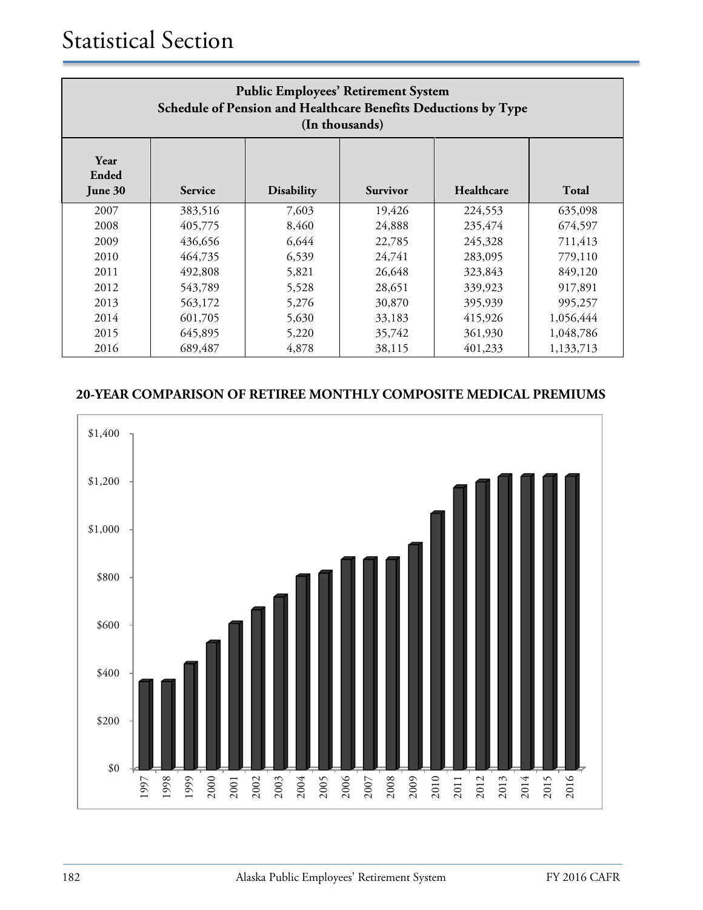# Statistical Section

| Public Employees' Retirement System Schedule of Pension and Healthcare Benefits Deductions by Type (In thousands) | | | | | |
|---|---|---|---|---|---|
| Year Ended June 30 | Service | Disability | Survivor | Healthcare | Total |
| 2007 | 383,516 | 7,603 | 19,426 | 224,553 | 635,098 |
| 2008 | 405,775 | 8,460 | 24,888 | 235,474 | 674,597 |
| 2009 | 436,656 | 6,644 | 22,785 | 245,328 | 711,413 |
| 2010 | 464,735 | 6,539 | 24,741 | 283,095 | 779,110 |
| 2011 | 492,808 | 5,821 | 26,648 | 323,843 | 849,120 |
| 2012 | 543,789 | 5,528 | 28,651 | 339,923 | 917,891 |
| 2013 | 563,172 | 5,276 | 30,870 | 395,939 | 995,257 |
| 2014 | 601,705 | 5,630 | 33,183 | 415,926 | 1,056,444 |
| 2015 | 645,895 | 5,220 | 35,742 | 361,930 | 1,048,786 |
| 2016 | 689,487 | 4,878 | 38,115 | 401,233 | 1,133,713 |

**20-YEAR COMPARISON OF RETIREE MONTHLY COMPOSITE MEDICAL PREMIUMS**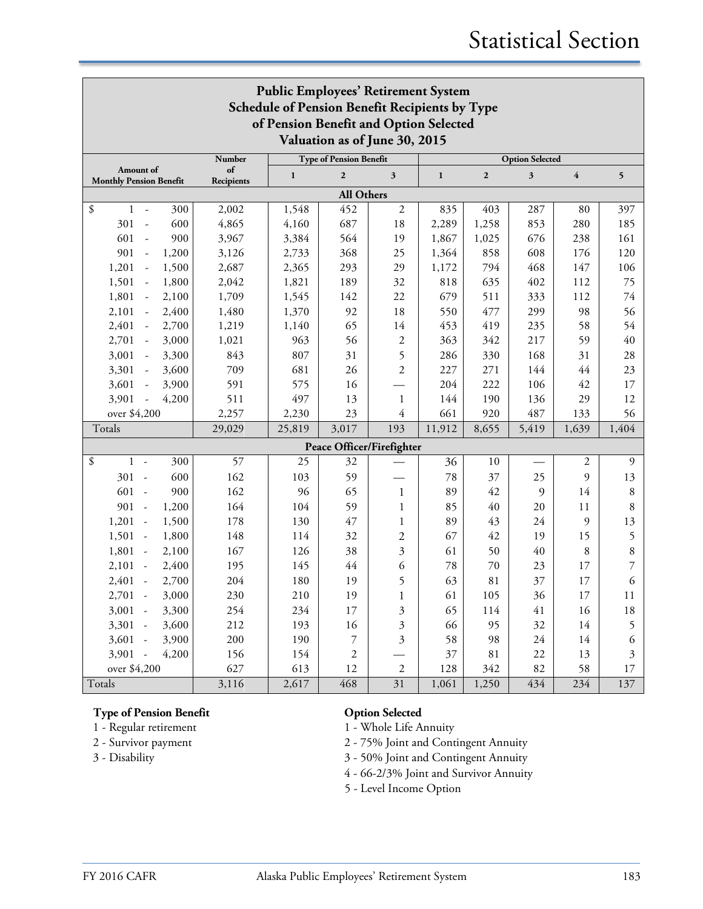# Statistical Section

## Public Employees' Retirement System
## Schedule of Pension Benefit Recipients by Type of Pension Benefit and Option Selected
## Valuation as of June 30, 2015

| Amount of Monthly Pension Benefit | Number of Recipients | Type of Pension Benefit | | | Option Selected | | | | |
|---|---|---|---|---|---|---|---|---|---|
| | | 1 | 2 | 3 | 1 | 2 | 3 | 4 | 5 |
| **All Others** | | | | | | | | | |
| $ 1 - 300 | 2,002 | 1,548 | 452 | 2 | 835 | 403 | 287 | 80 | 397 |
| 301 - 600 | 4,865 | 4,160 | 687 | 18 | 2,289 | 1,258 | 853 | 280 | 185 |
| 601 - 900 | 3,967 | 3,384 | 564 | 19 | 1,867 | 1,025 | 676 | 238 | 161 |
| 901 - 1,200 | 3,126 | 2,733 | 368 | 25 | 1,364 | 858 | 608 | 176 | 120 |
| 1,201 - 1,500 | 2,687 | 2,365 | 293 | 29 | 1,172 | 794 | 468 | 147 | 106 |
| 1,501 - 1,800 | 2,042 | 1,821 | 189 | 32 | 818 | 635 | 402 | 112 | 75 |
| 1,801 - 2,100 | 1,709 | 1,545 | 142 | 22 | 679 | 511 | 333 | 112 | 74 |
| 2,101 - 2,400 | 1,480 | 1,370 | 92 | 18 | 550 | 477 | 299 | 98 | 56 |
| 2,401 - 2,700 | 1,219 | 1,140 | 65 | 14 | 453 | 419 | 235 | 58 | 54 |
| 2,701 - 3,000 | 1,021 | 963 | 56 | 2 | 363 | 342 | 217 | 59 | 40 |
| 3,001 - 3,300 | 843 | 807 | 31 | 5 | 286 | 330 | 168 | 31 | 28 |
| 3,301 - 3,600 | 709 | 681 | 26 | 2 | 227 | 271 | 144 | 44 | 23 |
| 3,601 - 3,900 | 591 | 575 | 16 | — | 204 | 222 | 106 | 42 | 17 |
| 3,901 - 4,200 | 511 | 497 | 13 | 1 | 144 | 190 | 136 | 29 | 12 |
| over $4,200 | 2,257 | 2,230 | 23 | 4 | 661 | 920 | 487 | 133 | 56 |
| Totals | 29,029 | 25,819 | 3,017 | 193 | 11,912 | 8,655 | 5,419 | 1,639 | 1,404 |
| **Peace Officer/Firefighter** | | | | | | | | | |
| $ 1 - 300 | 57 | 25 | 32 | — | 36 | 10 | — | 2 | 9 |
| 301 - 600 | 162 | 103 | 59 | — | 78 | 37 | 25 | 9 | 13 |
| 601 - 900 | 162 | 96 | 65 | 1 | 89 | 42 | 9 | 14 | 8 |
| 901 - 1,200 | 164 | 104 | 59 | 1 | 85 | 40 | 20 | 11 | 8 |
| 1,201 - 1,500 | 178 | 130 | 47 | 1 | 89 | 43 | 24 | 9 | 13 |
| 1,501 - 1,800 | 148 | 114 | 32 | 2 | 67 | 42 | 19 | 15 | 5 |
| 1,801 - 2,100 | 167 | 126 | 38 | 3 | 61 | 50 | 40 | 8 | 8 |
| 2,101 - 2,400 | 195 | 145 | 44 | 6 | 78 | 70 | 23 | 17 | 7 |
| 2,401 - 2,700 | 204 | 180 | 19 | 5 | 63 | 81 | 37 | 17 | 6 |
| 2,701 - 3,000 | 230 | 210 | 19 | 1 | 61 | 105 | 36 | 17 | 11 |
| 3,001 - 3,300 | 254 | 234 | 17 | 3 | 65 | 114 | 41 | 16 | 18 |
| 3,301 - 3,600 | 212 | 193 | 16 | 3 | 66 | 95 | 32 | 14 | 5 |
| 3,601 - 3,900 | 200 | 190 | 7 | 3 | 58 | 98 | 24 | 14 | 6 |
| 3,901 - 4,200 | 156 | 154 | 2 | — | 37 | 81 | 22 | 13 | 3 |
| over $4,200 | 627 | 613 | 12 | 2 | 128 | 342 | 82 | 58 | 17 |
| Totals | 3,116 | 2,617 | 468 | 31 | 1,061 | 1,250 | 434 | 234 | 137 |

**Type of Pension Benefit**

1 - Regular retirement
2 - Survivor payment
3 - Disability

**Option Selected**

1 - Whole Life Annuity
2 - 75% Joint and Contingent Annuity
3 - 50% Joint and Contingent Annuity
4 - 66-2/3% Joint and Survivor Annuity
5 - Level Income Option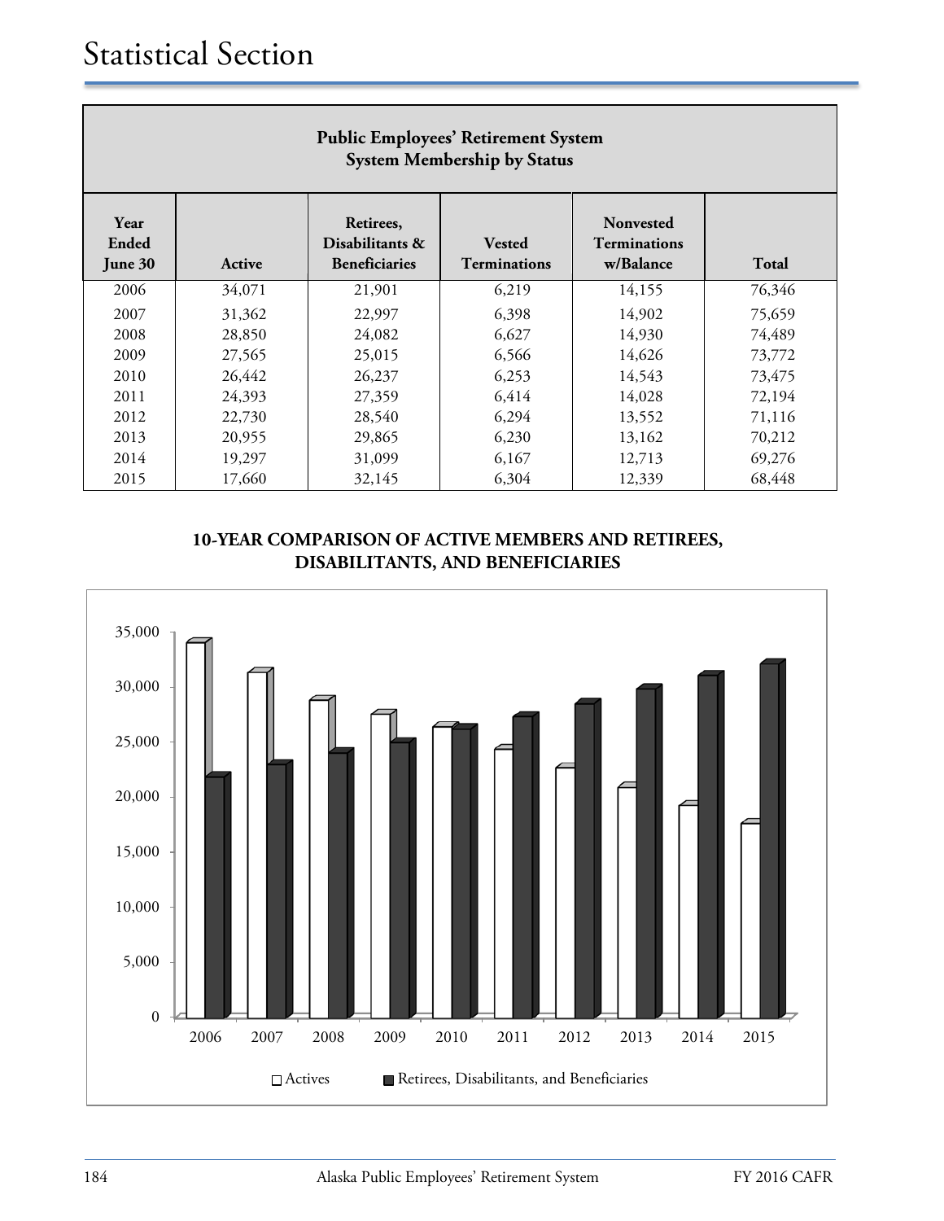# Statistical Section

| Public Employees' Retirement System System Membership by Status | | | | | |
|---|---|---|---|---|---|
| Year Ended June 30 | Active | Retirees, Disabilitants & Beneficiaries | Vested Terminations | Nonvested Terminations w/Balance | Total |
| 2006 | 34,071 | 21,901 | 6,219 | 14,155 | 76,346 |
| 2007 | 31,362 | 22,997 | 6,398 | 14,902 | 75,659 |
| 2008 | 28,850 | 24,082 | 6,627 | 14,930 | 74,489 |
| 2009 | 27,565 | 25,015 | 6,566 | 14,626 | 73,772 |
| 2010 | 26,442 | 26,237 | 6,253 | 14,543 | 73,475 |
| 2011 | 24,393 | 27,359 | 6,414 | 14,028 | 72,194 |
| 2012 | 22,730 | 28,540 | 6,294 | 13,552 | 71,116 |
| 2013 | 20,955 | 29,865 | 6,230 | 13,162 | 70,212 |
| 2014 | 19,297 | 31,099 | 6,167 | 12,713 | 69,276 |
| 2015 | 17,660 | 32,145 | 6,304 | 12,339 | 68,448 |

**10-YEAR COMPARISON OF ACTIVE MEMBERS AND RETIREES, DISABILITANTS, AND BENEFICIARIES**

| Year | Actives | Retirees, Disabilitants, and Beneficiaries |
|---|---|---|
| 2006 | 34,071 | 21,901 |
| 2007 | 31,362 | 22,997 |
| 2008 | 28,850 | 24,082 |
| 2009 | 27,565 | 25,015 |
| 2010 | 26,442 | 26,237 |
| 2011 | 24,393 | 27,359 |
| 2012 | 22,730 | 28,540 |
| 2013 | 20,955 | 29,865 |
| 2014 | 19,297 | 31,099 |
| 2015 | 17,660 | 32,145 |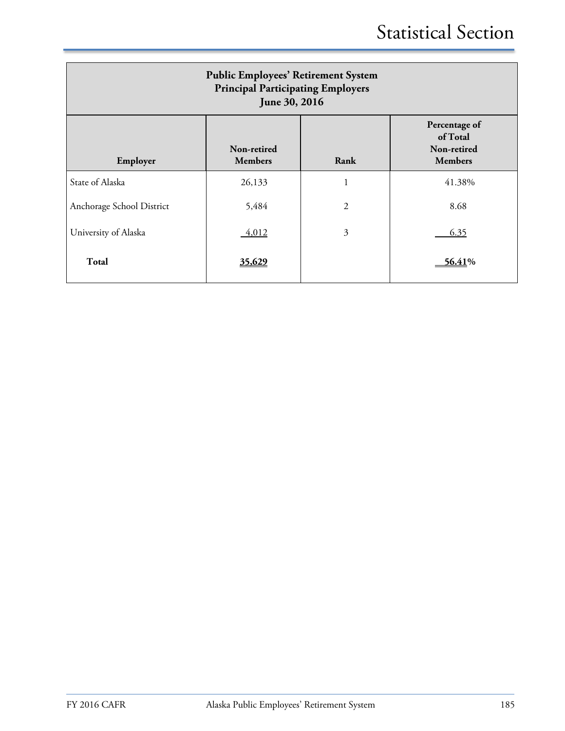## Public Employees' Retirement System
## Principal Participating Employers
## June 30, 2016

| Employer | Non-retired Members | Rank | Percentage of of Total Non-retired Members |
|---|---|---|---|
| State of Alaska | 26,133 | 1 | 41.38% |
| Anchorage School District | 5,484 | 2 | 8.68 |
| University of Alaska | 4,012 | 3 | 6.35 |
| **Total** | **35,629** | | **56.41%** |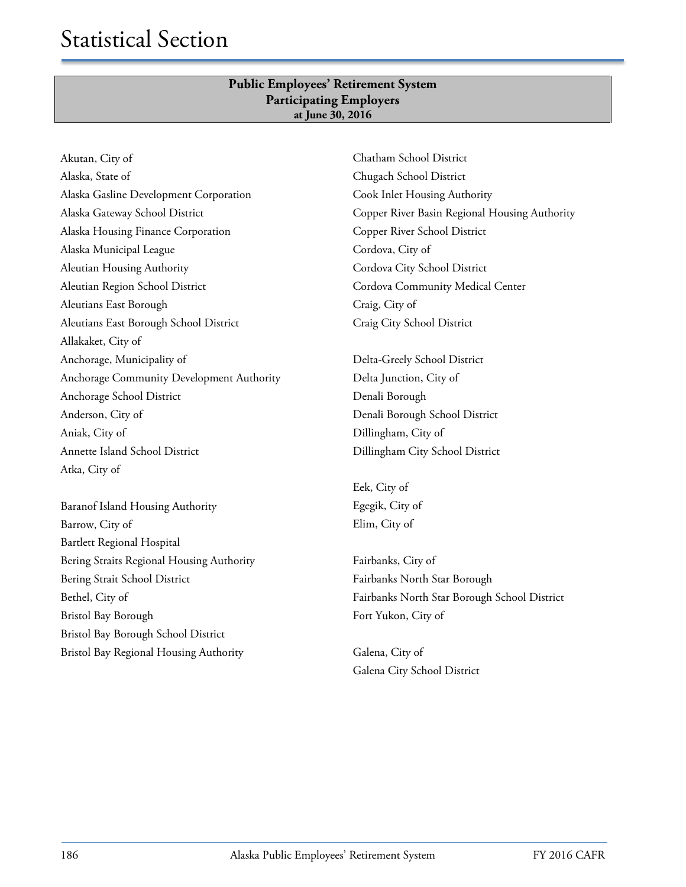# Statistical Section

## Public Employees' Retirement System
### Participating Employers
#### at June 30, 2016

Akutan, City of
Alaska, State of
Alaska Gasline Development Corporation
Alaska Gateway School District
Alaska Housing Finance Corporation
Alaska Municipal League
Aleutian Housing Authority
Aleutian Region School District
Aleutians East Borough
Aleutians East Borough School District
Allakaket, City of
Anchorage, Municipality of
Anchorage Community Development Authority
Anchorage School District
Anderson, City of
Aniak, City of
Annette Island School District
Atka, City of

Baranof Island Housing Authority
Barrow, City of
Bartlett Regional Hospital
Bering Straits Regional Housing Authority
Bering Strait School District
Bethel, City of
Bristol Bay Borough
Bristol Bay Borough School District
Bristol Bay Regional Housing Authority

Chatham School District
Chugach School District
Cook Inlet Housing Authority
Copper River Basin Regional Housing Authority
Copper River School District
Cordova, City of
Cordova City School District
Cordova Community Medical Center
Craig, City of
Craig City School District

Delta-Greely School District
Delta Junction, City of
Denali Borough
Denali Borough School District
Dillingham, City of
Dillingham City School District

Eek, City of
Egegik, City of
Elim, City of

Fairbanks, City of
Fairbanks North Star Borough
Fairbanks North Star Borough School District
Fort Yukon, City of

Galena, City of
Galena City School District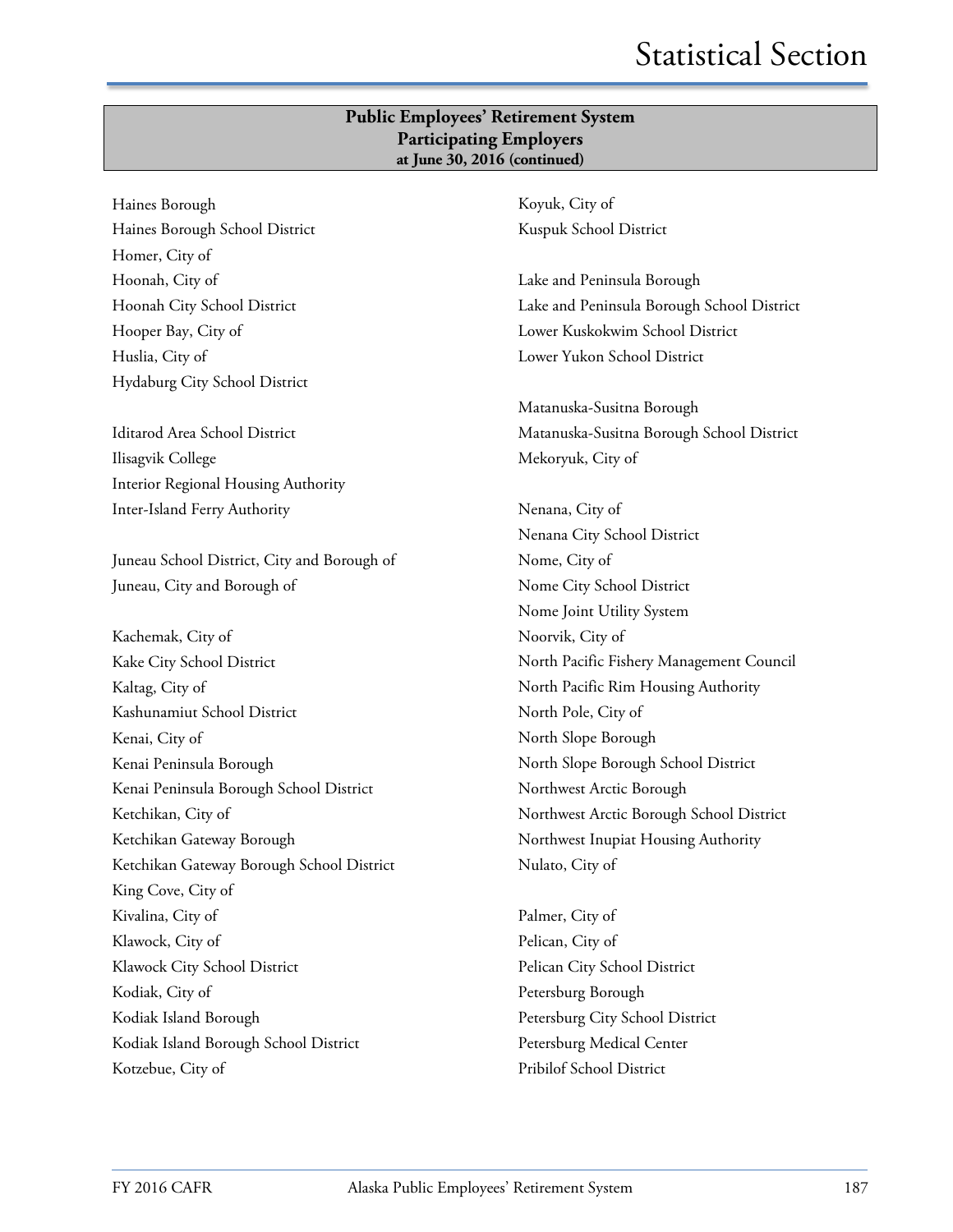## Public Employees' Retirement System
## Participating Employers
**at June 30, 2016 (continued)**

Haines Borough
Haines Borough School District
Homer, City of
Hoonah, City of
Hoonah City School District
Hooper Bay, City of
Huslia, City of
Hydaburg City School District

Iditarod Area School District
Ilisagvik College
Interior Regional Housing Authority
Inter-Island Ferry Authority

Juneau School District, City and Borough of
Juneau, City and Borough of

Kachemak, City of
Kake City School District
Kaltag, City of
Kashunamiut School District
Kenai, City of
Kenai Peninsula Borough
Kenai Peninsula Borough School District
Ketchikan, City of
Ketchikan Gateway Borough
Ketchikan Gateway Borough School District
King Cove, City of
Kivalina, City of
Klawock, City of
Klawock City School District
Kodiak, City of
Kodiak Island Borough
Kodiak Island Borough School District
Kotzebue, City of
Koyuk, City of
Kuspuk School District

Lake and Peninsula Borough
Lake and Peninsula Borough School District
Lower Kuskokwim School District
Lower Yukon School District

Matanuska-Susitna Borough
Matanuska-Susitna Borough School District
Mekoryuk, City of

Nenana, City of
Nenana City School District
Nome, City of
Nome City School District
Nome Joint Utility System
Noorvik, City of
North Pacific Fishery Management Council
North Pacific Rim Housing Authority
North Pole, City of
North Slope Borough
North Slope Borough School District
Northwest Arctic Borough
Northwest Arctic Borough School District
Northwest Inupiat Housing Authority
Nulato, City of

Palmer, City of
Pelican, City of
Pelican City School District
Petersburg Borough
Petersburg City School District
Petersburg Medical Center
Pribilof School District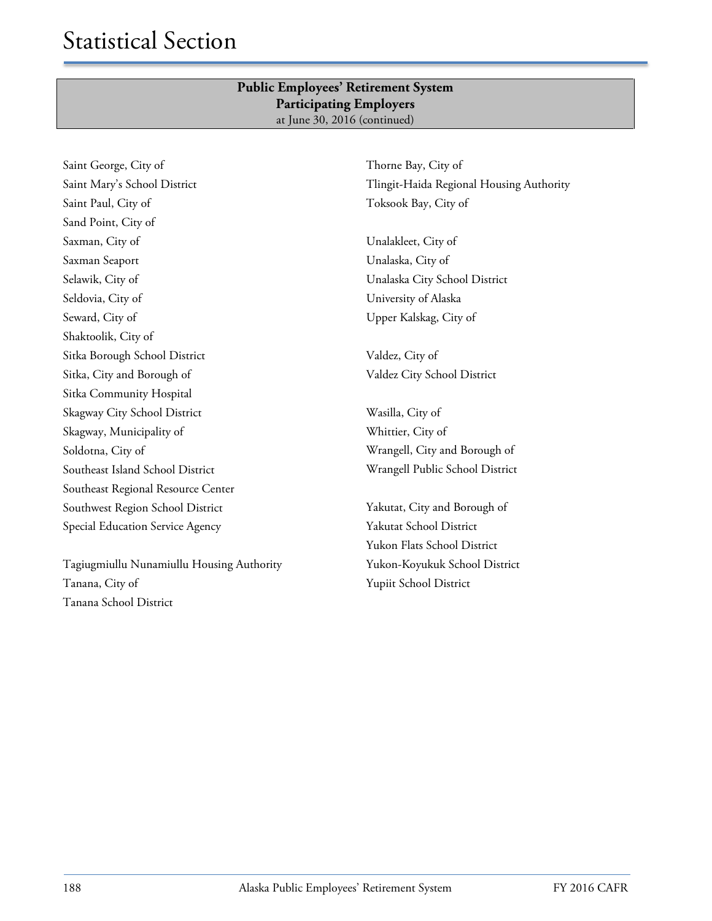**Public Employees' Retirement System**
**Participating Employers**
at June 30, 2016 (continued)

Saint George, City of
Saint Mary's School District
Saint Paul, City of
Sand Point, City of
Saxman, City of
Saxman Seaport
Selawik, City of
Seldovia, City of
Seward, City of
Shaktoolik, City of
Sitka Borough School District
Sitka, City and Borough of
Sitka Community Hospital
Skagway City School District
Skagway, Municipality of
Soldotna, City of
Southeast Island School District
Southeast Regional Resource Center
Southwest Region School District
Special Education Service Agency

Tagiugmiullu Nunamiullu Housing Authority
Tanana, City of
Tanana School District
Thorne Bay, City of
Tlingit-Haida Regional Housing Authority
Toksook Bay, City of

Unalakleet, City of
Unalaska, City of
Unalaska City School District
University of Alaska
Upper Kalskag, City of

Valdez, City of
Valdez City School District

Wasilla, City of
Whittier, City of
Wrangell, City and Borough of
Wrangell Public School District

Yakutat, City and Borough of
Yakutat School District
Yukon Flats School District
Yukon-Koyukuk School District
Yupiit School District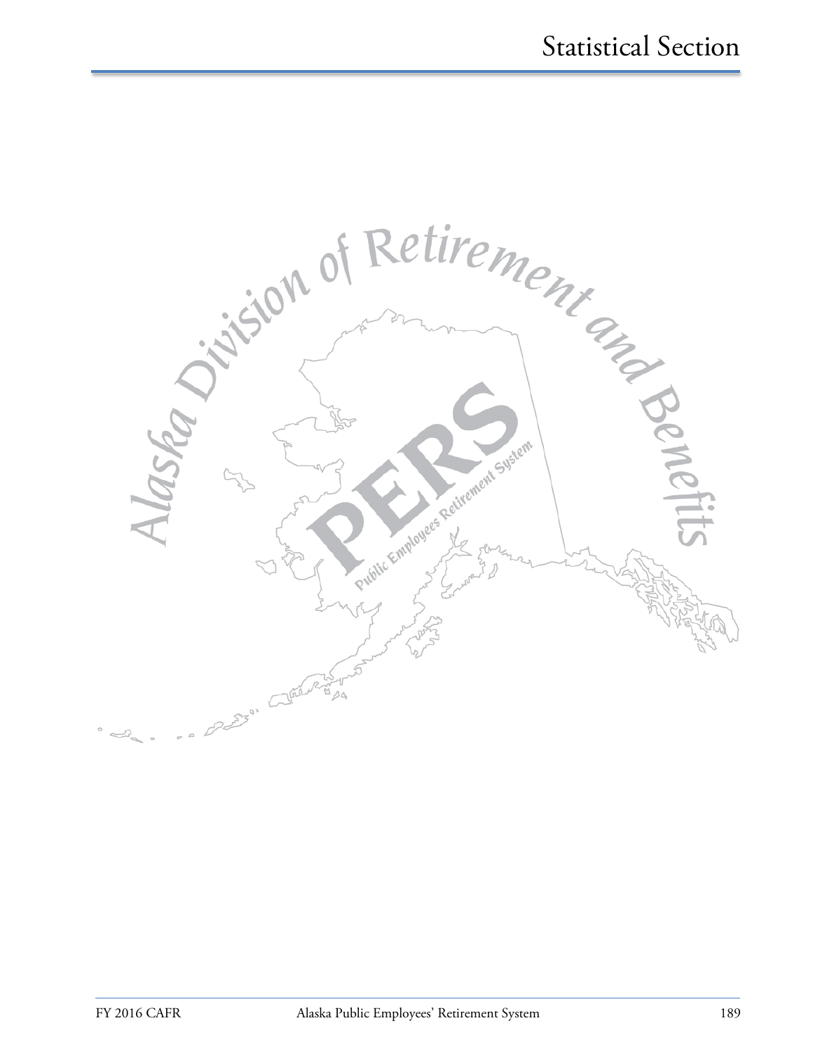# Statistical Section

Alaska Division of Retirement and Benefits

PERS

Public Employees Retirement System